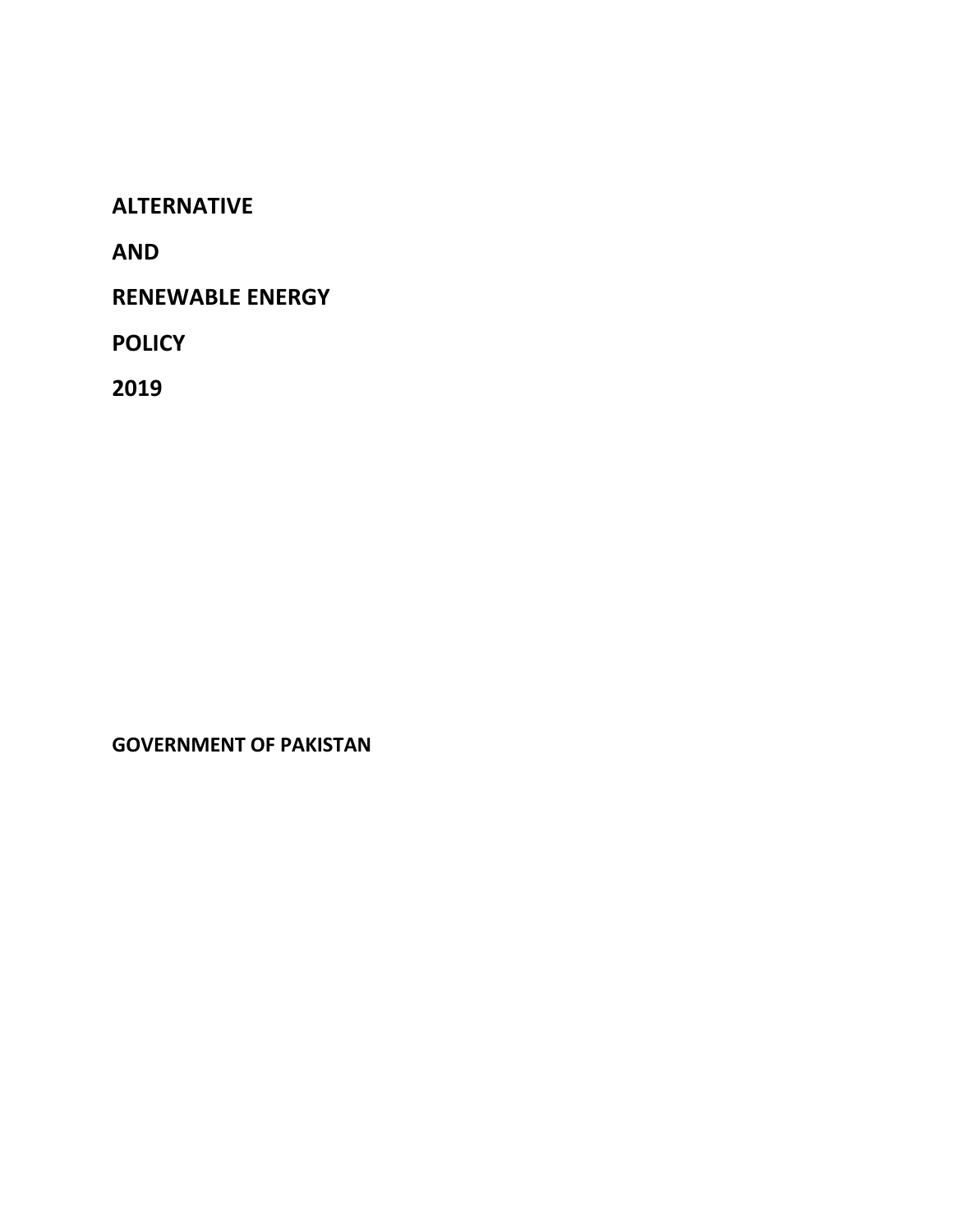# ALTERNATIVE

# AND

# RENEWABLE ENERGY

# POLICY

# 2019

**GOVERNMENT OF PAKISTAN**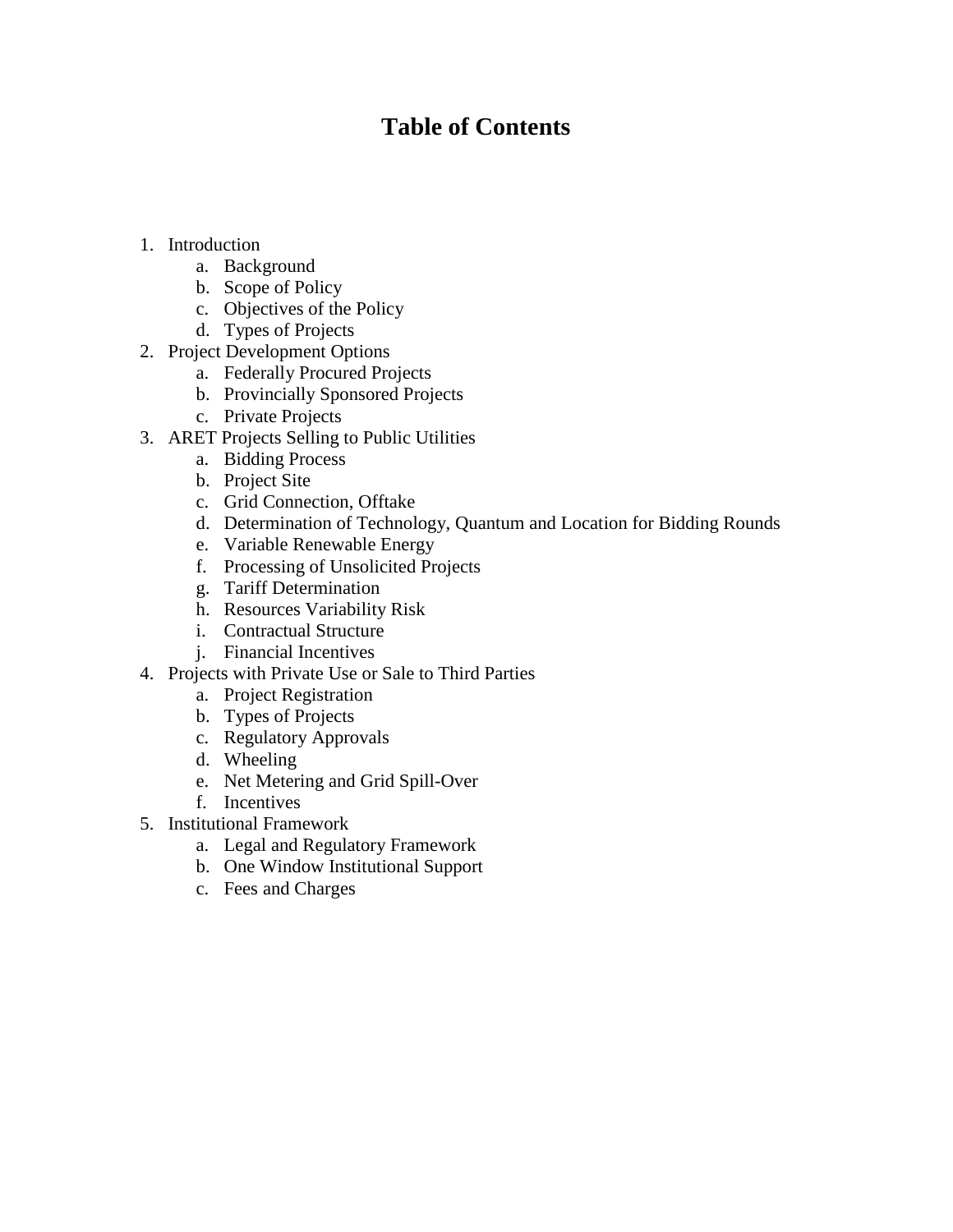# Table of Contents

1. Introduction
    a. Background
    b. Scope of Policy
    c. Objectives of the Policy
    d. Types of Projects
2. Project Development Options
    a. Federally Procured Projects
    b. Provincially Sponsored Projects
    c. Private Projects
3. ARET Projects Selling to Public Utilities
    a. Bidding Process
    b. Project Site
    c. Grid Connection, Offtake
    d. Determination of Technology, Quantum and Location for Bidding Rounds
    e. Variable Renewable Energy
    f. Processing of Unsolicited Projects
    g. Tariff Determination
    h. Resources Variability Risk
    i. Contractual Structure
    j. Financial Incentives
4. Projects with Private Use or Sale to Third Parties
    a. Project Registration
    b. Types of Projects
    c. Regulatory Approvals
    d. Wheeling
    e. Net Metering and Grid Spill-Over
    f. Incentives
5. Institutional Framework
    a. Legal and Regulatory Framework
    b. One Window Institutional Support
    c. Fees and Charges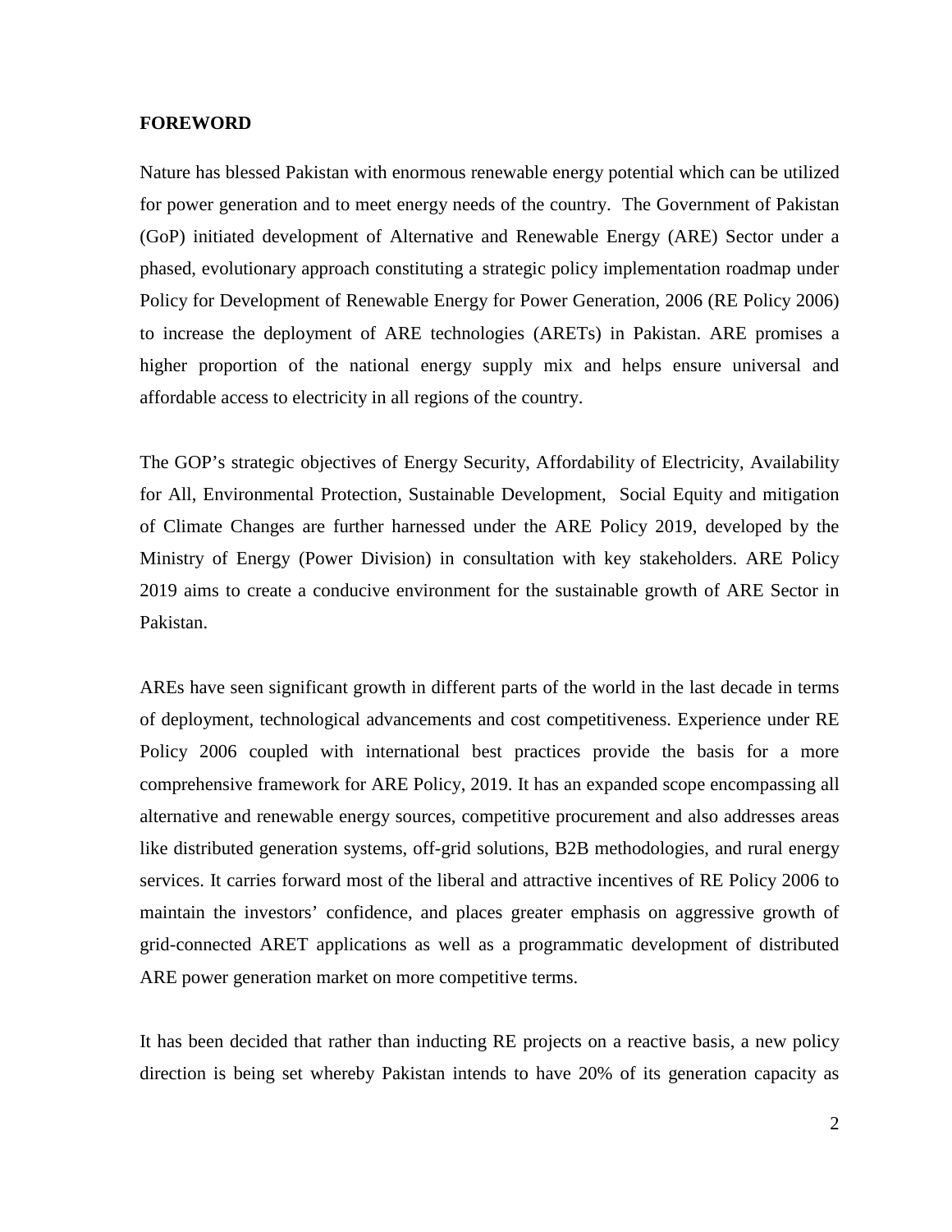**FOREWORD**

Nature has blessed Pakistan with enormous renewable energy potential which can be utilized for power generation and to meet energy needs of the country. The Government of Pakistan (GoP) initiated development of Alternative and Renewable Energy (ARE) Sector under a phased, evolutionary approach constituting a strategic policy implementation roadmap under Policy for Development of Renewable Energy for Power Generation, 2006 (RE Policy 2006) to increase the deployment of ARE technologies (ARETs) in Pakistan. ARE promises a higher proportion of the national energy supply mix and helps ensure universal and affordable access to electricity in all regions of the country.

The GOP's strategic objectives of Energy Security, Affordability of Electricity, Availability for All, Environmental Protection, Sustainable Development, Social Equity and mitigation of Climate Changes are further harnessed under the ARE Policy 2019, developed by the Ministry of Energy (Power Division) in consultation with key stakeholders. ARE Policy 2019 aims to create a conducive environment for the sustainable growth of ARE Sector in Pakistan.

AREs have seen significant growth in different parts of the world in the last decade in terms of deployment, technological advancements and cost competitiveness. Experience under RE Policy 2006 coupled with international best practices provide the basis for a more comprehensive framework for ARE Policy, 2019. It has an expanded scope encompassing all alternative and renewable energy sources, competitive procurement and also addresses areas like distributed generation systems, off-grid solutions, B2B methodologies, and rural energy services. It carries forward most of the liberal and attractive incentives of RE Policy 2006 to maintain the investors' confidence, and places greater emphasis on aggressive growth of grid-connected ARET applications as well as a programmatic development of distributed ARE power generation market on more competitive terms.

It has been decided that rather than inducting RE projects on a reactive basis, a new policy direction is being set whereby Pakistan intends to have 20% of its generation capacity as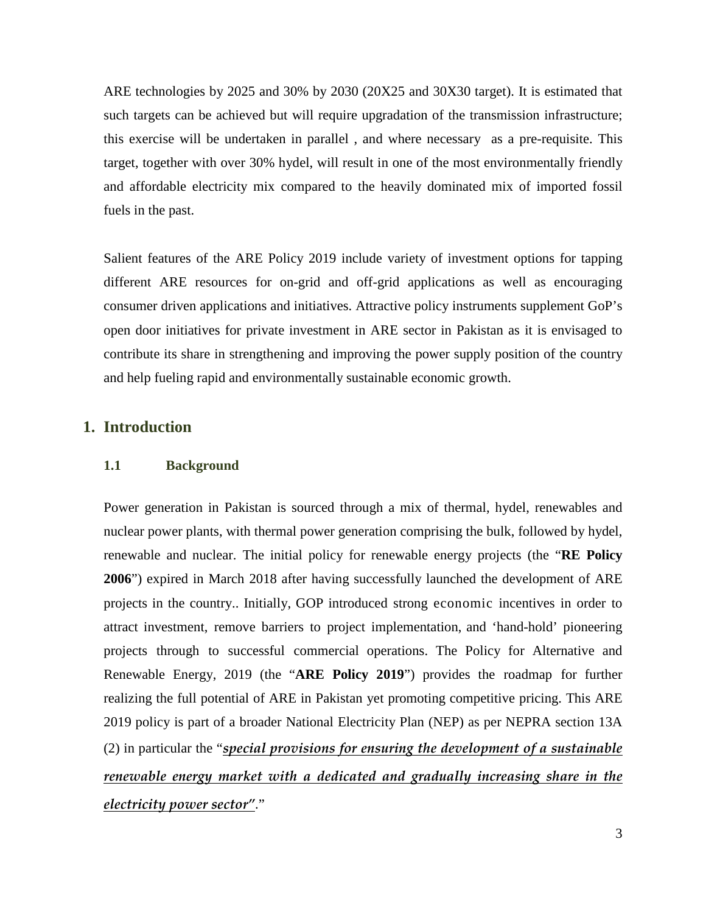ARE technologies by 2025 and 30% by 2030 (20X25 and 30X30 target). It is estimated that such targets can be achieved but will require upgradation of the transmission infrastructure; this exercise will be undertaken in parallel , and where necessary as a pre-requisite. This target, together with over 30% hydel, will result in one of the most environmentally friendly and affordable electricity mix compared to the heavily dominated mix of imported fossil fuels in the past.

Salient features of the ARE Policy 2019 include variety of investment options for tapping different ARE resources for on-grid and off-grid applications as well as encouraging consumer driven applications and initiatives. Attractive policy instruments supplement GoP's open door initiatives for private investment in ARE sector in Pakistan as it is envisaged to contribute its share in strengthening and improving the power supply position of the country and help fueling rapid and environmentally sustainable economic growth.

# 1. Introduction

## 1.1 Background

Power generation in Pakistan is sourced through a mix of thermal, hydel, renewables and nuclear power plants, with thermal power generation comprising the bulk, followed by hydel, renewable and nuclear. The initial policy for renewable energy projects (the "**RE Policy 2006**") expired in March 2018 after having successfully launched the development of ARE projects in the country.. Initially, GOP introduced strong economic incentives in order to attract investment, remove barriers to project implementation, and 'hand-hold' pioneering projects through to successful commercial operations. The Policy for Alternative and Renewable Energy, 2019 (the "**ARE Policy 2019**") provides the roadmap for further realizing the full potential of ARE in Pakistan yet promoting competitive pricing. This ARE 2019 policy is part of a broader National Electricity Plan (NEP) as per NEPRA section 13A (2) in particular the "***special provisions for ensuring the development of a sustainable renewable energy market with a dedicated and gradually increasing share in the electricity power sector"***."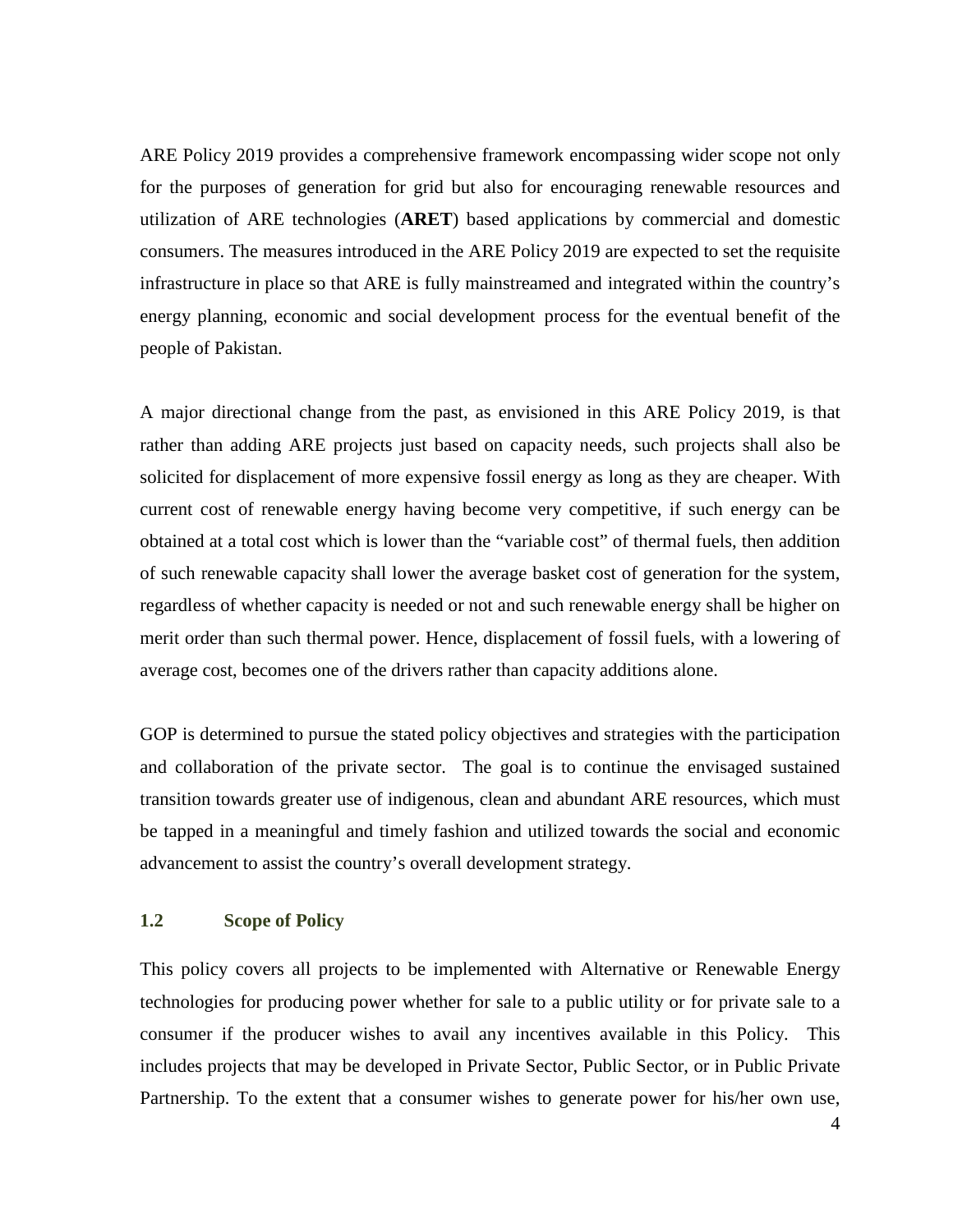ARE Policy 2019 provides a comprehensive framework encompassing wider scope not only for the purposes of generation for grid but also for encouraging renewable resources and utilization of ARE technologies (**ARET**) based applications by commercial and domestic consumers. The measures introduced in the ARE Policy 2019 are expected to set the requisite infrastructure in place so that ARE is fully mainstreamed and integrated within the country's energy planning, economic and social development process for the eventual benefit of the people of Pakistan.

A major directional change from the past, as envisioned in this ARE Policy 2019, is that rather than adding ARE projects just based on capacity needs, such projects shall also be solicited for displacement of more expensive fossil energy as long as they are cheaper. With current cost of renewable energy having become very competitive, if such energy can be obtained at a total cost which is lower than the "variable cost" of thermal fuels, then addition of such renewable capacity shall lower the average basket cost of generation for the system, regardless of whether capacity is needed or not and such renewable energy shall be higher on merit order than such thermal power. Hence, displacement of fossil fuels, with a lowering of average cost, becomes one of the drivers rather than capacity additions alone.

GOP is determined to pursue the stated policy objectives and strategies with the participation and collaboration of the private sector. The goal is to continue the envisaged sustained transition towards greater use of indigenous, clean and abundant ARE resources, which must be tapped in a meaningful and timely fashion and utilized towards the social and economic advancement to assist the country's overall development strategy.

### 1.2 Scope of Policy

This policy covers all projects to be implemented with Alternative or Renewable Energy technologies for producing power whether for sale to a public utility or for private sale to a consumer if the producer wishes to avail any incentives available in this Policy. This includes projects that may be developed in Private Sector, Public Sector, or in Public Private Partnership. To the extent that a consumer wishes to generate power for his/her own use,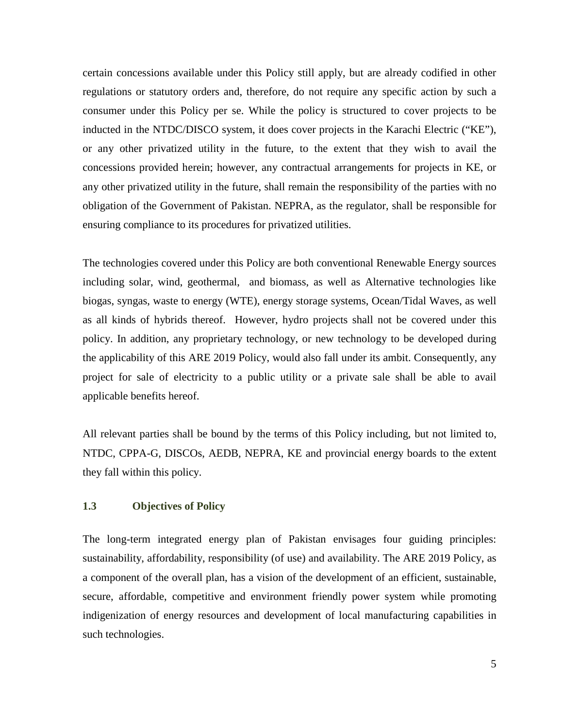certain concessions available under this Policy still apply, but are already codified in other regulations or statutory orders and, therefore, do not require any specific action by such a consumer under this Policy per se. While the policy is structured to cover projects to be inducted in the NTDC/DISCO system, it does cover projects in the Karachi Electric ("KE"), or any other privatized utility in the future, to the extent that they wish to avail the concessions provided herein; however, any contractual arrangements for projects in KE, or any other privatized utility in the future, shall remain the responsibility of the parties with no obligation of the Government of Pakistan. NEPRA, as the regulator, shall be responsible for ensuring compliance to its procedures for privatized utilities.

The technologies covered under this Policy are both conventional Renewable Energy sources including solar, wind, geothermal, and biomass, as well as Alternative technologies like biogas, syngas, waste to energy (WTE), energy storage systems, Ocean/Tidal Waves, as well as all kinds of hybrids thereof. However, hydro projects shall not be covered under this policy. In addition, any proprietary technology, or new technology to be developed during the applicability of this ARE 2019 Policy, would also fall under its ambit. Consequently, any project for sale of electricity to a public utility or a private sale shall be able to avail applicable benefits hereof.

All relevant parties shall be bound by the terms of this Policy including, but not limited to, NTDC, CPPA-G, DISCOs, AEDB, NEPRA, KE and provincial energy boards to the extent they fall within this policy.

### 1.3 Objectives of Policy

The long-term integrated energy plan of Pakistan envisages four guiding principles: sustainability, affordability, responsibility (of use) and availability. The ARE 2019 Policy, as a component of the overall plan, has a vision of the development of an efficient, sustainable, secure, affordable, competitive and environment friendly power system while promoting indigenization of energy resources and development of local manufacturing capabilities in such technologies.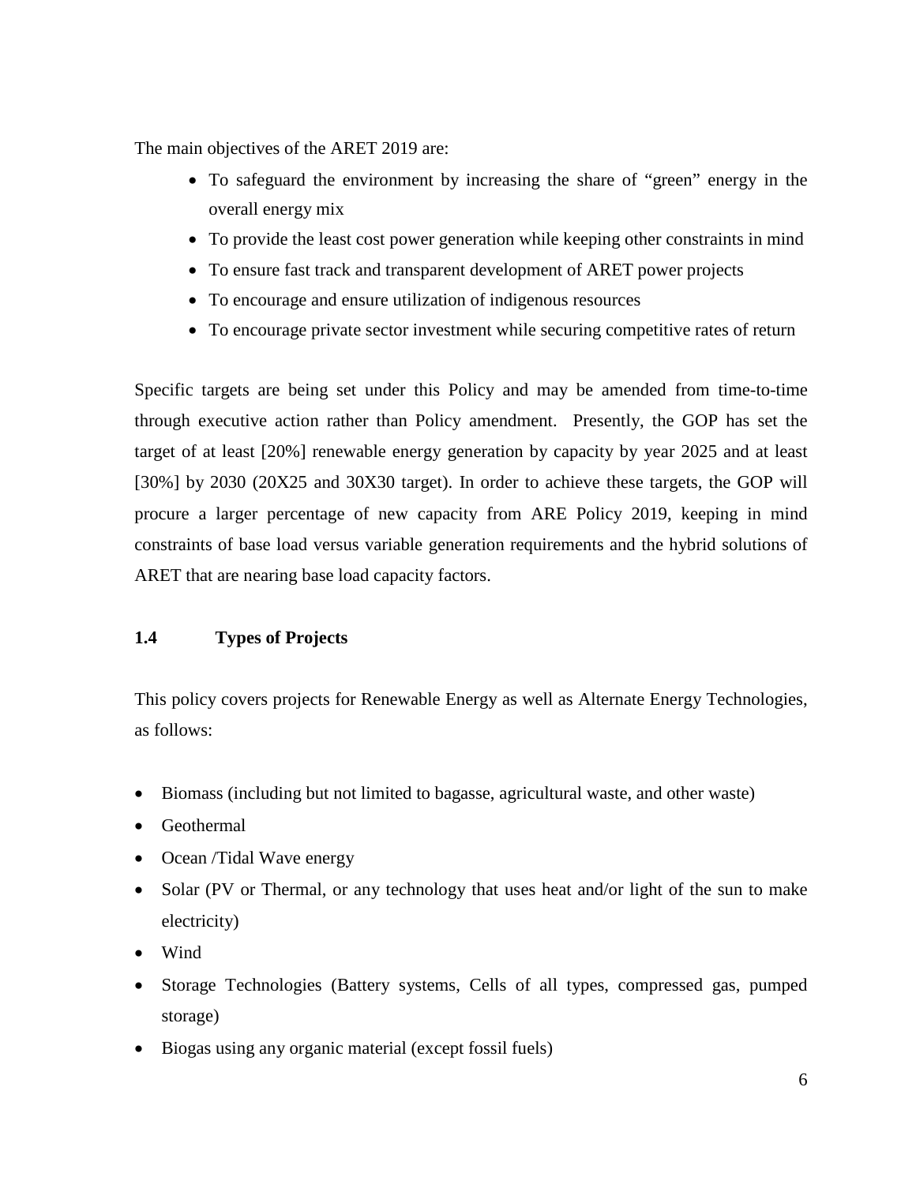The main objectives of the ARET 2019 are:

- To safeguard the environment by increasing the share of "green" energy in the overall energy mix
- To provide the least cost power generation while keeping other constraints in mind
- To ensure fast track and transparent development of ARET power projects
- To encourage and ensure utilization of indigenous resources
- To encourage private sector investment while securing competitive rates of return

Specific targets are being set under this Policy and may be amended from time-to-time through executive action rather than Policy amendment. Presently, the GOP has set the target of at least [20%] renewable energy generation by capacity by year 2025 and at least [30%] by 2030 (20X25 and 30X30 target). In order to achieve these targets, the GOP will procure a larger percentage of new capacity from ARE Policy 2019, keeping in mind constraints of base load versus variable generation requirements and the hybrid solutions of ARET that are nearing base load capacity factors.

### 1.4 Types of Projects

This policy covers projects for Renewable Energy as well as Alternate Energy Technologies, as follows:

- Biomass (including but not limited to bagasse, agricultural waste, and other waste)
- Geothermal
- Ocean /Tidal Wave energy
- Solar (PV or Thermal, or any technology that uses heat and/or light of the sun to make electricity)
- Wind
- Storage Technologies (Battery systems, Cells of all types, compressed gas, pumped storage)
- Biogas using any organic material (except fossil fuels)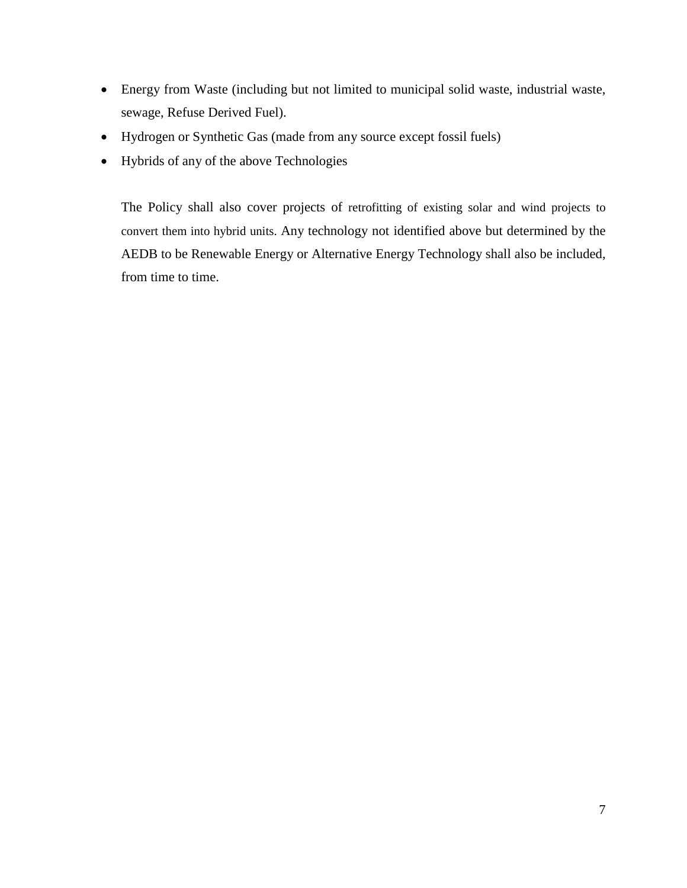- Energy from Waste (including but not limited to municipal solid waste, industrial waste, sewage, Refuse Derived Fuel).
- Hydrogen or Synthetic Gas (made from any source except fossil fuels)
- Hybrids of any of the above Technologies

The Policy shall also cover projects of retrofitting of existing solar and wind projects to convert them into hybrid units. Any technology not identified above but determined by the AEDB to be Renewable Energy or Alternative Energy Technology shall also be included, from time to time.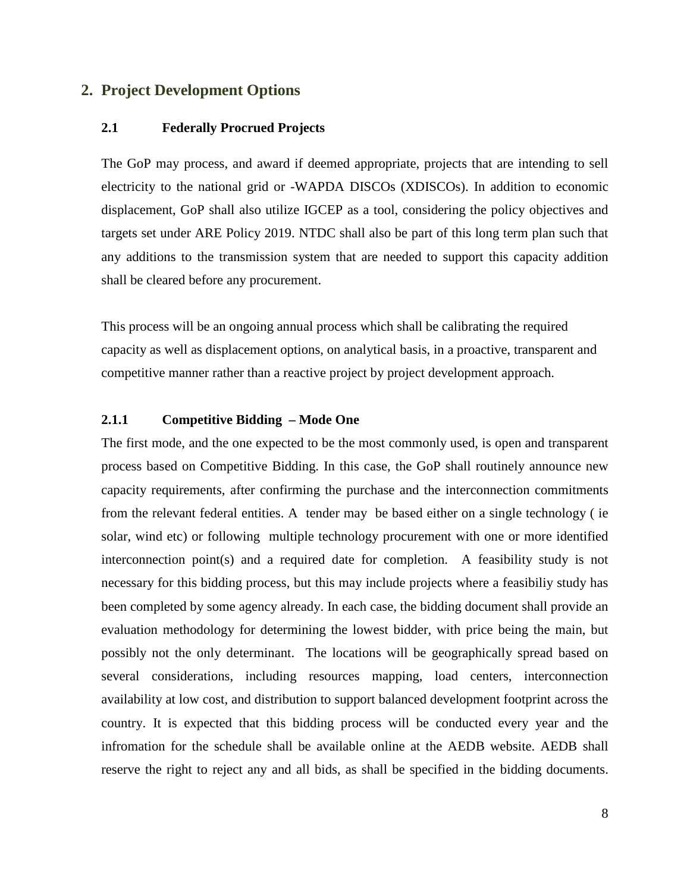## 2. Project Development Options

### 2.1 Federally Procrued Projects

The GoP may process, and award if deemed appropriate, projects that are intending to sell electricity to the national grid or -WAPDA DISCOs (XDISCOs). In addition to economic displacement, GoP shall also utilize IGCEP as a tool, considering the policy objectives and targets set under ARE Policy 2019. NTDC shall also be part of this long term plan such that any additions to the transmission system that are needed to support this capacity addition shall be cleared before any procurement.

This process will be an ongoing annual process which shall be calibrating the required capacity as well as displacement options, on analytical basis, in a proactive, transparent and competitive manner rather than a reactive project by project development approach.

#### 2.1.1 Competitive Bidding – Mode One

The first mode, and the one expected to be the most commonly used, is open and transparent process based on Competitive Bidding. In this case, the GoP shall routinely announce new capacity requirements, after confirming the purchase and the interconnection commitments from the relevant federal entities. A tender may be based either on a single technology ( ie solar, wind etc) or following multiple technology procurement with one or more identified interconnection point(s) and a required date for completion. A feasibility study is not necessary for this bidding process, but this may include projects where a feasibiliy study has been completed by some agency already. In each case, the bidding document shall provide an evaluation methodology for determining the lowest bidder, with price being the main, but possibly not the only determinant. The locations will be geographically spread based on several considerations, including resources mapping, load centers, interconnection availability at low cost, and distribution to support balanced development footprint across the country. It is expected that this bidding process will be conducted every year and the infromation for the schedule shall be available online at the AEDB website. AEDB shall reserve the right to reject any and all bids, as shall be specified in the bidding documents.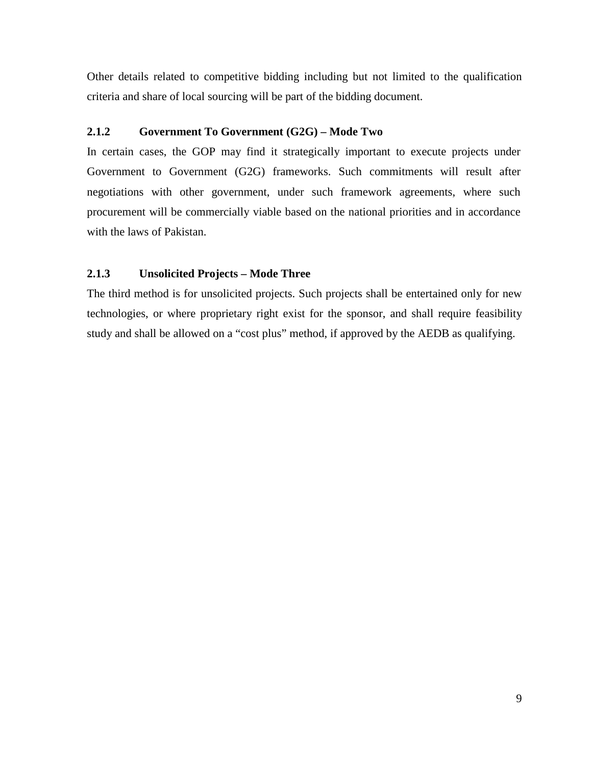Other details related to competitive bidding including but not limited to the qualification criteria and share of local sourcing will be part of the bidding document.

### 2.1.2 Government To Government (G2G) – Mode Two

In certain cases, the GOP may find it strategically important to execute projects under Government to Government (G2G) frameworks. Such commitments will result after negotiations with other government, under such framework agreements, where such procurement will be commercially viable based on the national priorities and in accordance with the laws of Pakistan.

### 2.1.3 Unsolicited Projects – Mode Three

The third method is for unsolicited projects. Such projects shall be entertained only for new technologies, or where proprietary right exist for the sponsor, and shall require feasibility study and shall be allowed on a "cost plus" method, if approved by the AEDB as qualifying.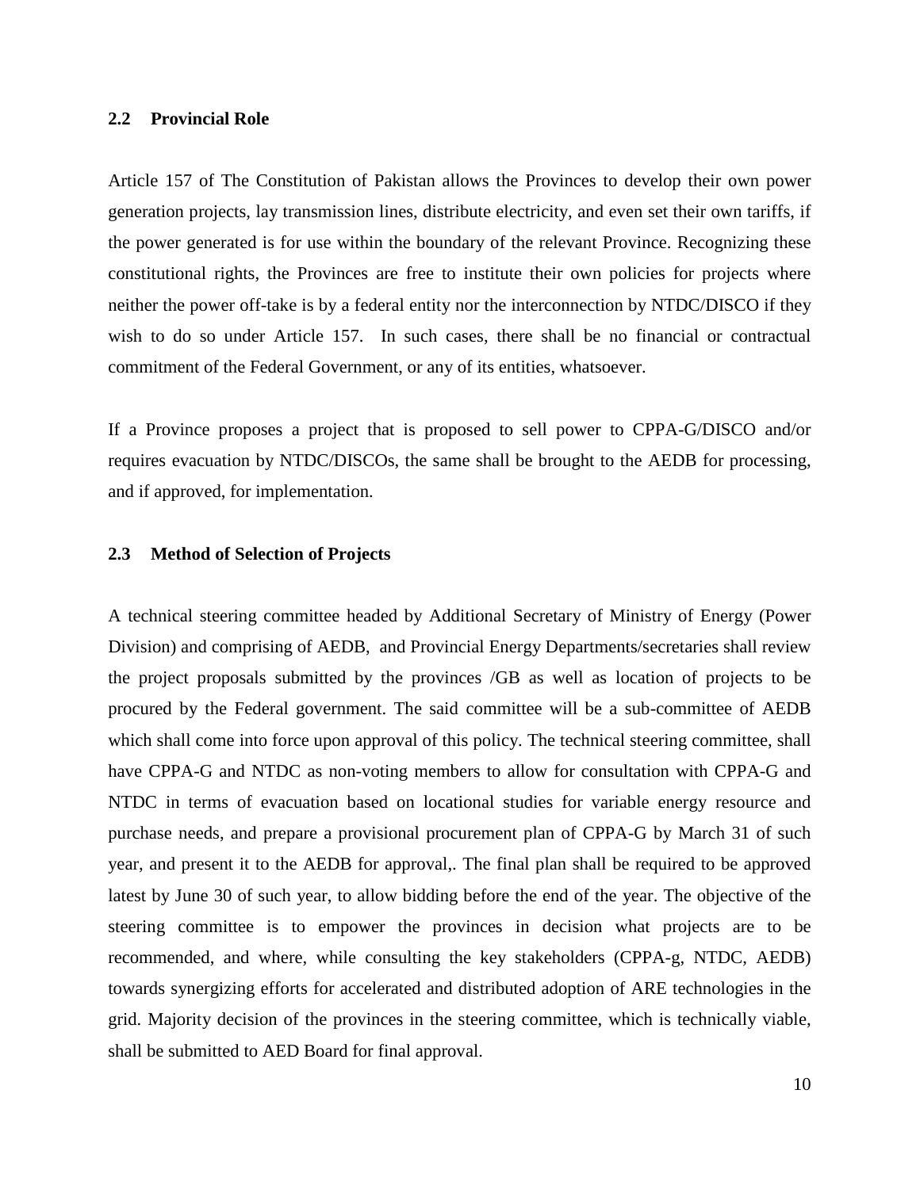### 2.2 Provincial Role

Article 157 of The Constitution of Pakistan allows the Provinces to develop their own power generation projects, lay transmission lines, distribute electricity, and even set their own tariffs, if the power generated is for use within the boundary of the relevant Province. Recognizing these constitutional rights, the Provinces are free to institute their own policies for projects where neither the power off-take is by a federal entity nor the interconnection by NTDC/DISCO if they wish to do so under Article 157. In such cases, there shall be no financial or contractual commitment of the Federal Government, or any of its entities, whatsoever.

If a Province proposes a project that is proposed to sell power to CPPA-G/DISCO and/or requires evacuation by NTDC/DISCOs, the same shall be brought to the AEDB for processing, and if approved, for implementation.

### 2.3 Method of Selection of Projects

A technical steering committee headed by Additional Secretary of Ministry of Energy (Power Division) and comprising of AEDB, and Provincial Energy Departments/secretaries shall review the project proposals submitted by the provinces /GB as well as location of projects to be procured by the Federal government. The said committee will be a sub-committee of AEDB which shall come into force upon approval of this policy. The technical steering committee, shall have CPPA-G and NTDC as non-voting members to allow for consultation with CPPA-G and NTDC in terms of evacuation based on locational studies for variable energy resource and purchase needs, and prepare a provisional procurement plan of CPPA-G by March 31 of such year, and present it to the AEDB for approval,. The final plan shall be required to be approved latest by June 30 of such year, to allow bidding before the end of the year. The objective of the steering committee is to empower the provinces in decision what projects are to be recommended, and where, while consulting the key stakeholders (CPPA-g, NTDC, AEDB) towards synergizing efforts for accelerated and distributed adoption of ARE technologies in the grid. Majority decision of the provinces in the steering committee, which is technically viable, shall be submitted to AED Board for final approval.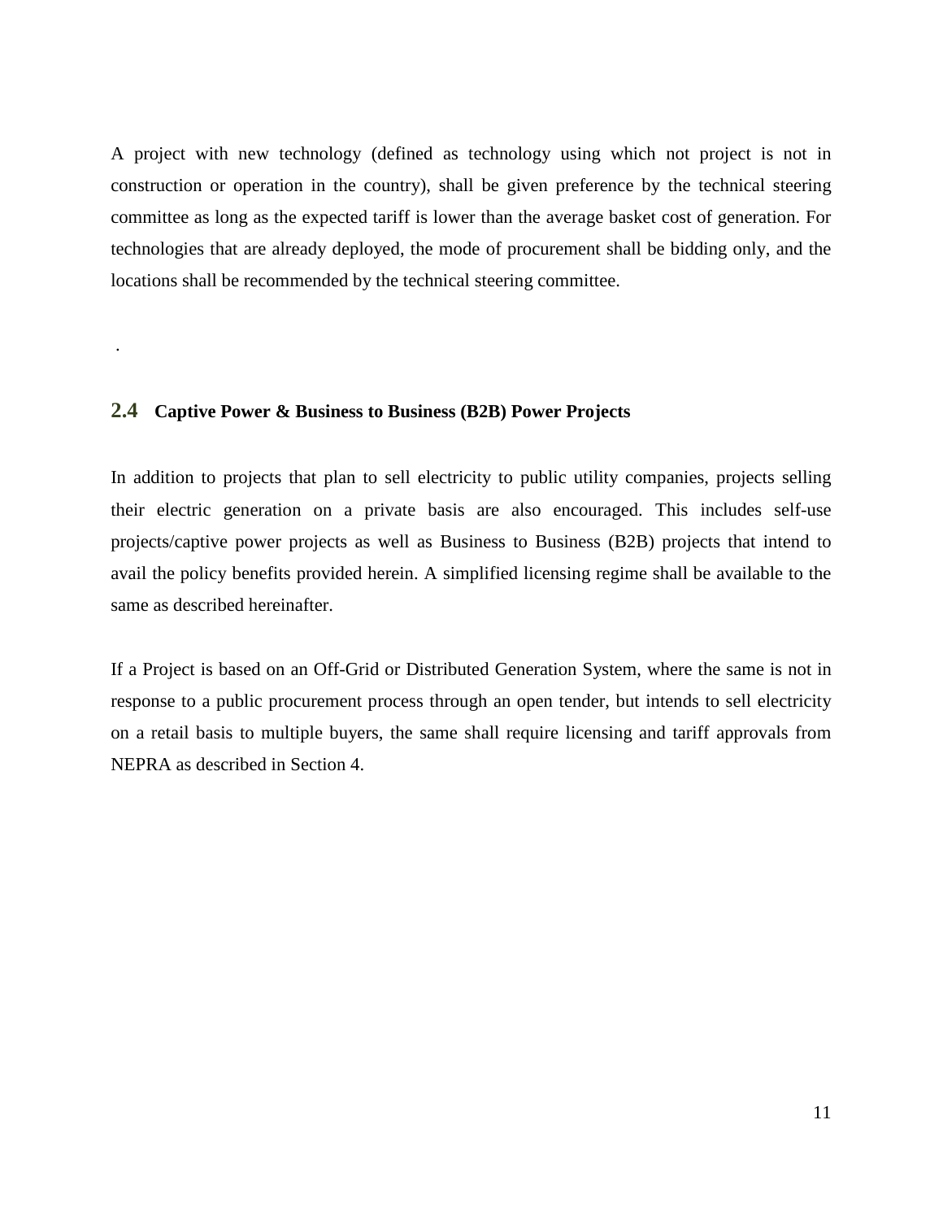A project with new technology (defined as technology using which not project is not in construction or operation in the country), shall be given preference by the technical steering committee as long as the expected tariff is lower than the average basket cost of generation. For technologies that are already deployed, the mode of procurement shall be bidding only, and the locations shall be recommended by the technical steering committee.

.

## 2.4 Captive Power & Business to Business (B2B) Power Projects

In addition to projects that plan to sell electricity to public utility companies, projects selling their electric generation on a private basis are also encouraged. This includes self-use projects/captive power projects as well as Business to Business (B2B) projects that intend to avail the policy benefits provided herein. A simplified licensing regime shall be available to the same as described hereinafter.

If a Project is based on an Off-Grid or Distributed Generation System, where the same is not in response to a public procurement process through an open tender, but intends to sell electricity on a retail basis to multiple buyers, the same shall require licensing and tariff approvals from NEPRA as described in Section 4.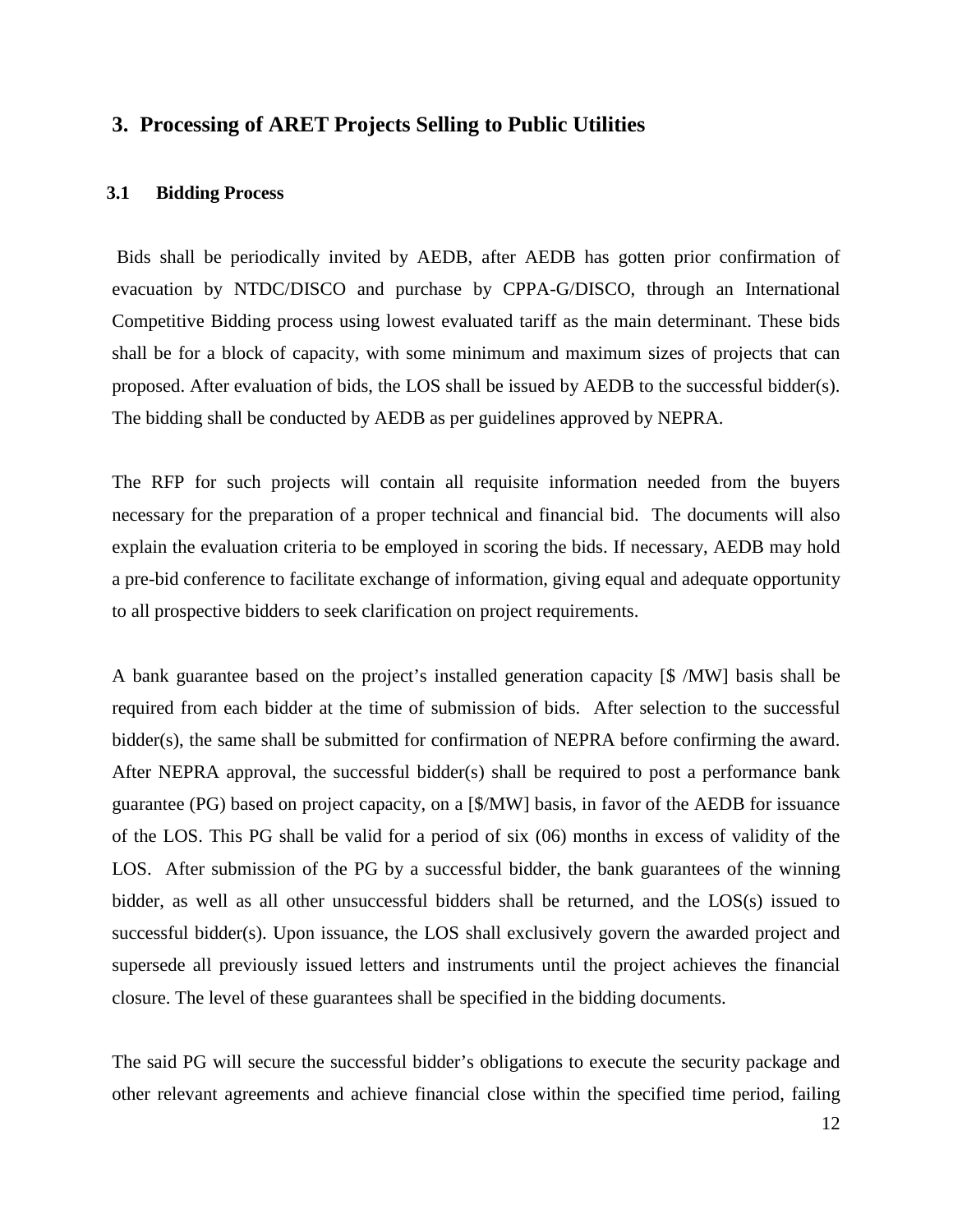## 3. Processing of ARET Projects Selling to Public Utilities

### 3.1 Bidding Process

Bids shall be periodically invited by AEDB, after AEDB has gotten prior confirmation of evacuation by NTDC/DISCO and purchase by CPPA-G/DISCO, through an International Competitive Bidding process using lowest evaluated tariff as the main determinant. These bids shall be for a block of capacity, with some minimum and maximum sizes of projects that can proposed. After evaluation of bids, the LOS shall be issued by AEDB to the successful bidder(s). The bidding shall be conducted by AEDB as per guidelines approved by NEPRA.

The RFP for such projects will contain all requisite information needed from the buyers necessary for the preparation of a proper technical and financial bid. The documents will also explain the evaluation criteria to be employed in scoring the bids. If necessary, AEDB may hold a pre-bid conference to facilitate exchange of information, giving equal and adequate opportunity to all prospective bidders to seek clarification on project requirements.

A bank guarantee based on the project's installed generation capacity [$ /MW] basis shall be required from each bidder at the time of submission of bids. After selection to the successful bidder(s), the same shall be submitted for confirmation of NEPRA before confirming the award. After NEPRA approval, the successful bidder(s) shall be required to post a performance bank guarantee (PG) based on project capacity, on a [$/MW] basis, in favor of the AEDB for issuance of the LOS. This PG shall be valid for a period of six (06) months in excess of validity of the LOS. After submission of the PG by a successful bidder, the bank guarantees of the winning bidder, as well as all other unsuccessful bidders shall be returned, and the LOS(s) issued to successful bidder(s). Upon issuance, the LOS shall exclusively govern the awarded project and supersede all previously issued letters and instruments until the project achieves the financial closure. The level of these guarantees shall be specified in the bidding documents.

The said PG will secure the successful bidder's obligations to execute the security package and other relevant agreements and achieve financial close within the specified time period, failing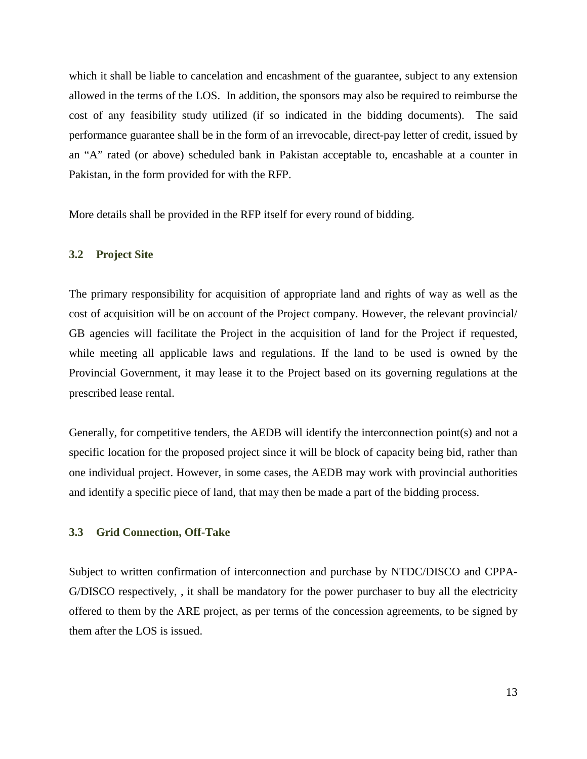which it shall be liable to cancelation and encashment of the guarantee, subject to any extension allowed in the terms of the LOS. In addition, the sponsors may also be required to reimburse the cost of any feasibility study utilized (if so indicated in the bidding documents). The said performance guarantee shall be in the form of an irrevocable, direct-pay letter of credit, issued by an "A" rated (or above) scheduled bank in Pakistan acceptable to, encashable at a counter in Pakistan, in the form provided for with the RFP.

More details shall be provided in the RFP itself for every round of bidding.

### 3.2 Project Site

The primary responsibility for acquisition of appropriate land and rights of way as well as the cost of acquisition will be on account of the Project company. However, the relevant provincial/ GB agencies will facilitate the Project in the acquisition of land for the Project if requested, while meeting all applicable laws and regulations. If the land to be used is owned by the Provincial Government, it may lease it to the Project based on its governing regulations at the prescribed lease rental.

Generally, for competitive tenders, the AEDB will identify the interconnection point(s) and not a specific location for the proposed project since it will be block of capacity being bid, rather than one individual project. However, in some cases, the AEDB may work with provincial authorities and identify a specific piece of land, that may then be made a part of the bidding process.

### 3.3 Grid Connection, Off-Take

Subject to written confirmation of interconnection and purchase by NTDC/DISCO and CPPA-G/DISCO respectively, , it shall be mandatory for the power purchaser to buy all the electricity offered to them by the ARE project, as per terms of the concession agreements, to be signed by them after the LOS is issued.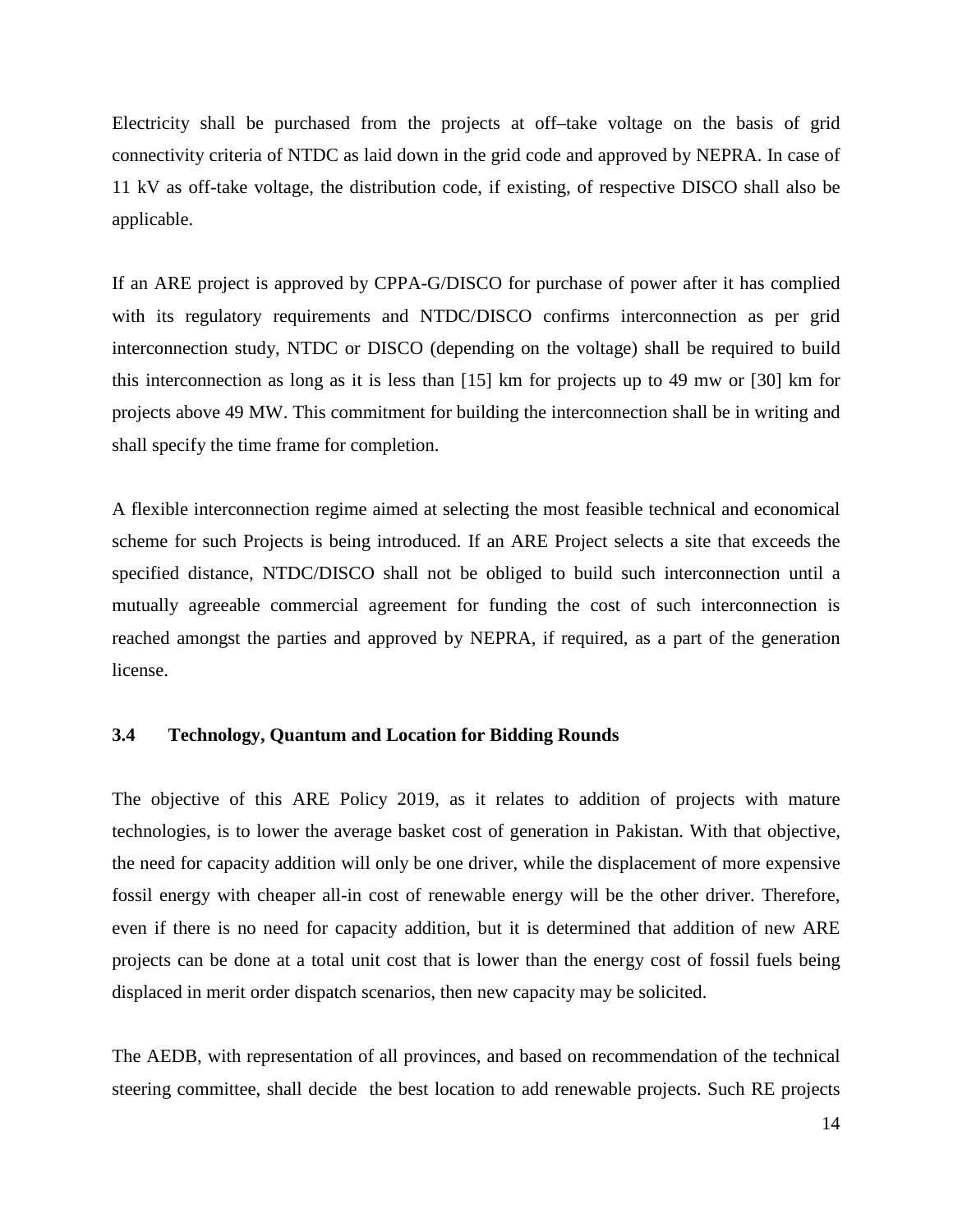Electricity shall be purchased from the projects at off–take voltage on the basis of grid connectivity criteria of NTDC as laid down in the grid code and approved by NEPRA. In case of 11 kV as off-take voltage, the distribution code, if existing, of respective DISCO shall also be applicable.

If an ARE project is approved by CPPA-G/DISCO for purchase of power after it has complied with its regulatory requirements and NTDC/DISCO confirms interconnection as per grid interconnection study, NTDC or DISCO (depending on the voltage) shall be required to build this interconnection as long as it is less than [15] km for projects up to 49 mw or [30] km for projects above 49 MW. This commitment for building the interconnection shall be in writing and shall specify the time frame for completion.

A flexible interconnection regime aimed at selecting the most feasible technical and economical scheme for such Projects is being introduced. If an ARE Project selects a site that exceeds the specified distance, NTDC/DISCO shall not be obliged to build such interconnection until a mutually agreeable commercial agreement for funding the cost of such interconnection is reached amongst the parties and approved by NEPRA, if required, as a part of the generation license.

### 3.4 Technology, Quantum and Location for Bidding Rounds

The objective of this ARE Policy 2019, as it relates to addition of projects with mature technologies, is to lower the average basket cost of generation in Pakistan. With that objective, the need for capacity addition will only be one driver, while the displacement of more expensive fossil energy with cheaper all-in cost of renewable energy will be the other driver. Therefore, even if there is no need for capacity addition, but it is determined that addition of new ARE projects can be done at a total unit cost that is lower than the energy cost of fossil fuels being displaced in merit order dispatch scenarios, then new capacity may be solicited.

The AEDB, with representation of all provinces, and based on recommendation of the technical steering committee, shall decide the best location to add renewable projects. Such RE projects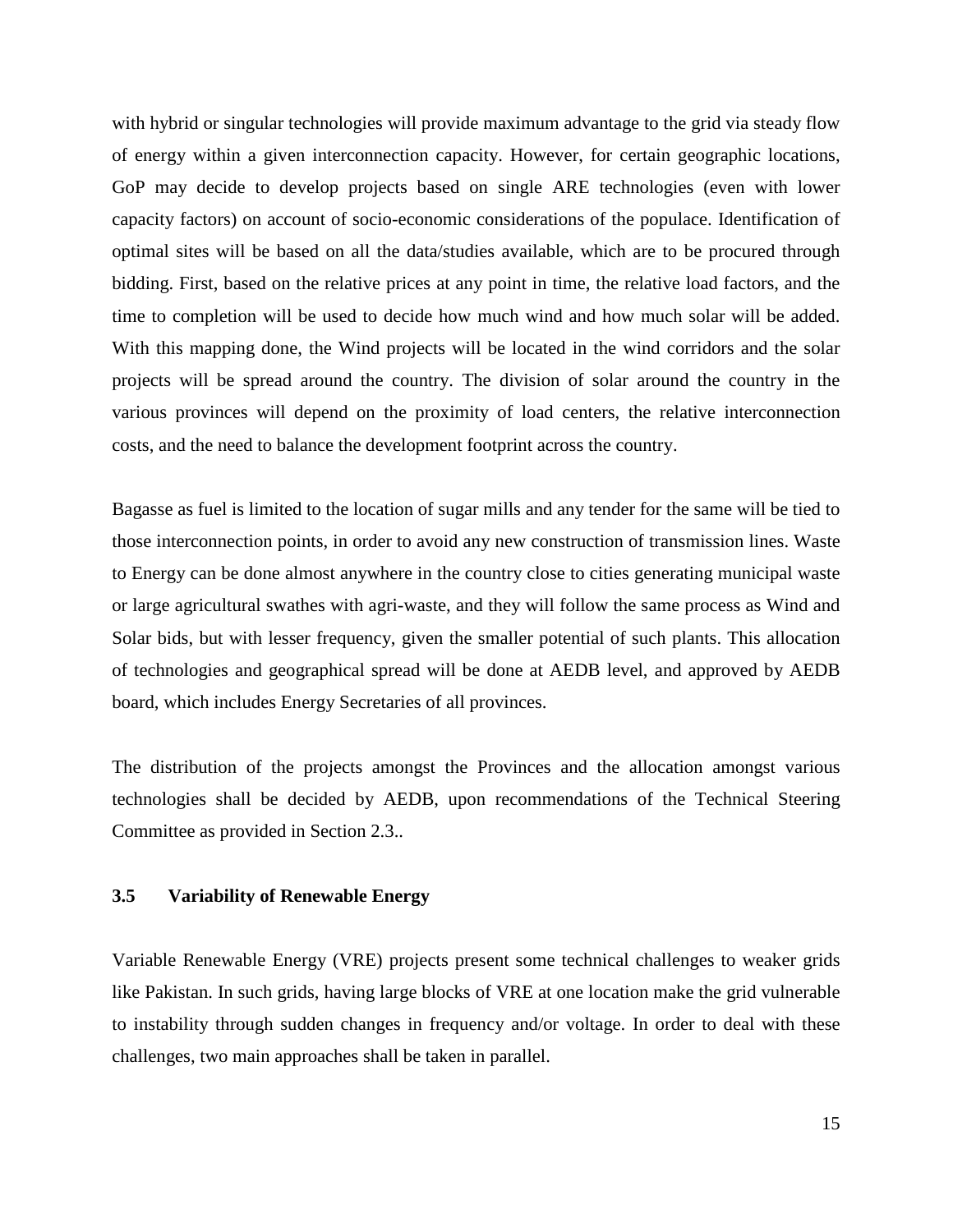with hybrid or singular technologies will provide maximum advantage to the grid via steady flow of energy within a given interconnection capacity. However, for certain geographic locations, GoP may decide to develop projects based on single ARE technologies (even with lower capacity factors) on account of socio-economic considerations of the populace. Identification of optimal sites will be based on all the data/studies available, which are to be procured through bidding. First, based on the relative prices at any point in time, the relative load factors, and the time to completion will be used to decide how much wind and how much solar will be added. With this mapping done, the Wind projects will be located in the wind corridors and the solar projects will be spread around the country. The division of solar around the country in the various provinces will depend on the proximity of load centers, the relative interconnection costs, and the need to balance the development footprint across the country.

Bagasse as fuel is limited to the location of sugar mills and any tender for the same will be tied to those interconnection points, in order to avoid any new construction of transmission lines. Waste to Energy can be done almost anywhere in the country close to cities generating municipal waste or large agricultural swathes with agri-waste, and they will follow the same process as Wind and Solar bids, but with lesser frequency, given the smaller potential of such plants. This allocation of technologies and geographical spread will be done at AEDB level, and approved by AEDB board, which includes Energy Secretaries of all provinces.

The distribution of the projects amongst the Provinces and the allocation amongst various technologies shall be decided by AEDB, upon recommendations of the Technical Steering Committee as provided in Section 2.3..

### 3.5 Variability of Renewable Energy

Variable Renewable Energy (VRE) projects present some technical challenges to weaker grids like Pakistan. In such grids, having large blocks of VRE at one location make the grid vulnerable to instability through sudden changes in frequency and/or voltage. In order to deal with these challenges, two main approaches shall be taken in parallel.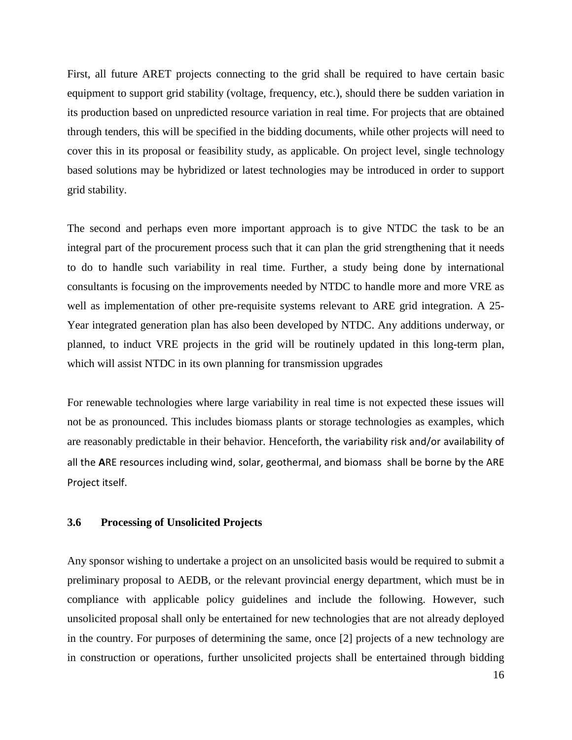First, all future ARET projects connecting to the grid shall be required to have certain basic equipment to support grid stability (voltage, frequency, etc.), should there be sudden variation in its production based on unpredicted resource variation in real time. For projects that are obtained through tenders, this will be specified in the bidding documents, while other projects will need to cover this in its proposal or feasibility study, as applicable. On project level, single technology based solutions may be hybridized or latest technologies may be introduced in order to support grid stability.

The second and perhaps even more important approach is to give NTDC the task to be an integral part of the procurement process such that it can plan the grid strengthening that it needs to do to handle such variability in real time. Further, a study being done by international consultants is focusing on the improvements needed by NTDC to handle more and more VRE as well as implementation of other pre-requisite systems relevant to ARE grid integration. A 25-Year integrated generation plan has also been developed by NTDC. Any additions underway, or planned, to induct VRE projects in the grid will be routinely updated in this long-term plan, which will assist NTDC in its own planning for transmission upgrades

For renewable technologies where large variability in real time is not expected these issues will not be as pronounced. This includes biomass plants or storage technologies as examples, which are reasonably predictable in their behavior. Henceforth, the variability risk and/or availability of all the **A**RE resources including wind, solar, geothermal, and biomass shall be borne by the ARE Project itself.

### 3.6 Processing of Unsolicited Projects

Any sponsor wishing to undertake a project on an unsolicited basis would be required to submit a preliminary proposal to AEDB, or the relevant provincial energy department, which must be in compliance with applicable policy guidelines and include the following. However, such unsolicited proposal shall only be entertained for new technologies that are not already deployed in the country. For purposes of determining the same, once [2] projects of a new technology are in construction or operations, further unsolicited projects shall be entertained through bidding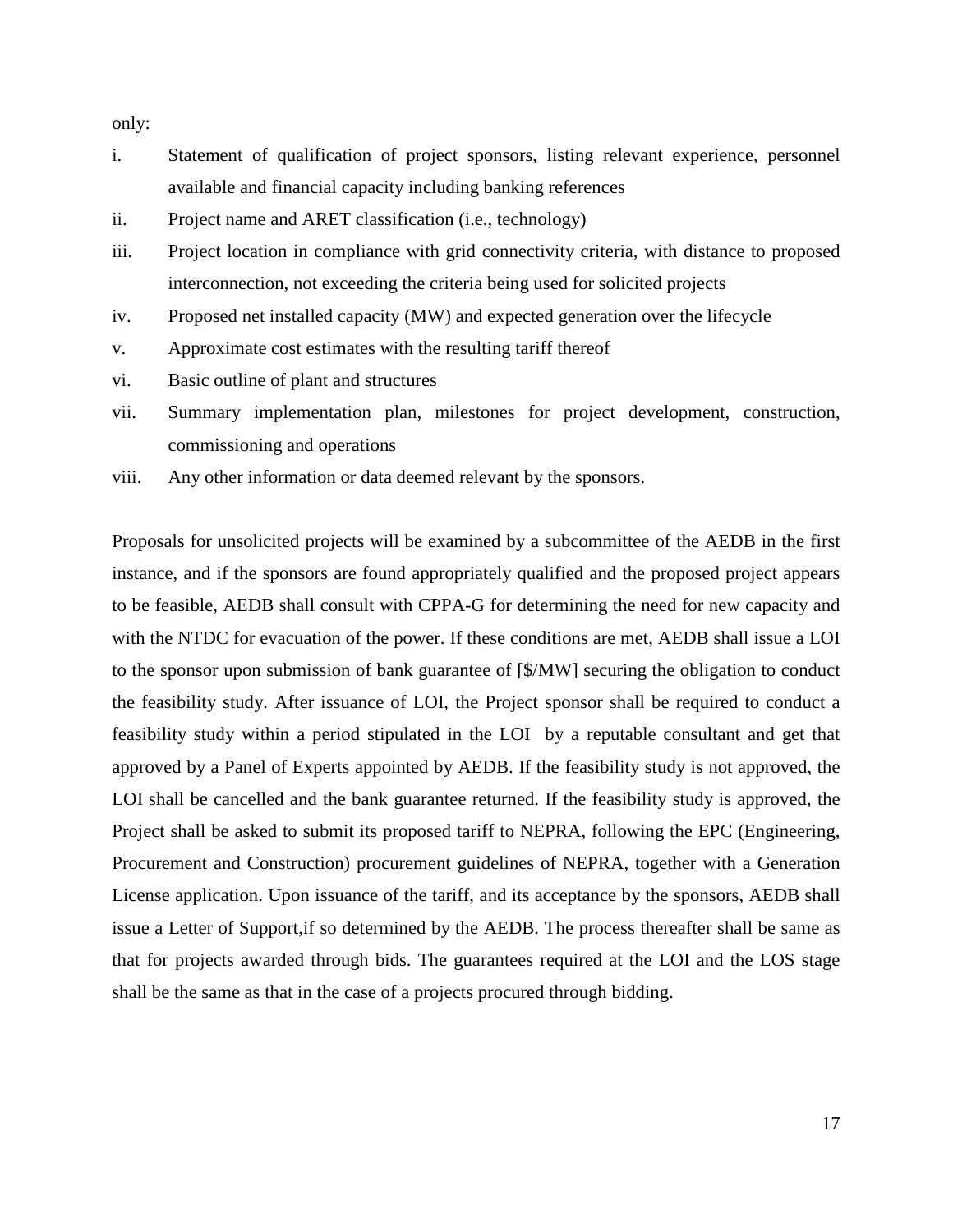only:

i. Statement of qualification of project sponsors, listing relevant experience, personnel available and financial capacity including banking references
ii. Project name and ARET classification (i.e., technology)
iii. Project location in compliance with grid connectivity criteria, with distance to proposed interconnection, not exceeding the criteria being used for solicited projects
iv. Proposed net installed capacity (MW) and expected generation over the lifecycle
v. Approximate cost estimates with the resulting tariff thereof
vi. Basic outline of plant and structures
vii. Summary implementation plan, milestones for project development, construction, commissioning and operations
viii. Any other information or data deemed relevant by the sponsors.

Proposals for unsolicited projects will be examined by a subcommittee of the AEDB in the first instance, and if the sponsors are found appropriately qualified and the proposed project appears to be feasible, AEDB shall consult with CPPA-G for determining the need for new capacity and with the NTDC for evacuation of the power. If these conditions are met, AEDB shall issue a LOI to the sponsor upon submission of bank guarantee of [$/MW] securing the obligation to conduct the feasibility study. After issuance of LOI, the Project sponsor shall be required to conduct a feasibility study within a period stipulated in the LOI by a reputable consultant and get that approved by a Panel of Experts appointed by AEDB. If the feasibility study is not approved, the LOI shall be cancelled and the bank guarantee returned. If the feasibility study is approved, the Project shall be asked to submit its proposed tariff to NEPRA, following the EPC (Engineering, Procurement and Construction) procurement guidelines of NEPRA, together with a Generation License application. Upon issuance of the tariff, and its acceptance by the sponsors, AEDB shall issue a Letter of Support,if so determined by the AEDB. The process thereafter shall be same as that for projects awarded through bids. The guarantees required at the LOI and the LOS stage shall be the same as that in the case of a projects procured through bidding.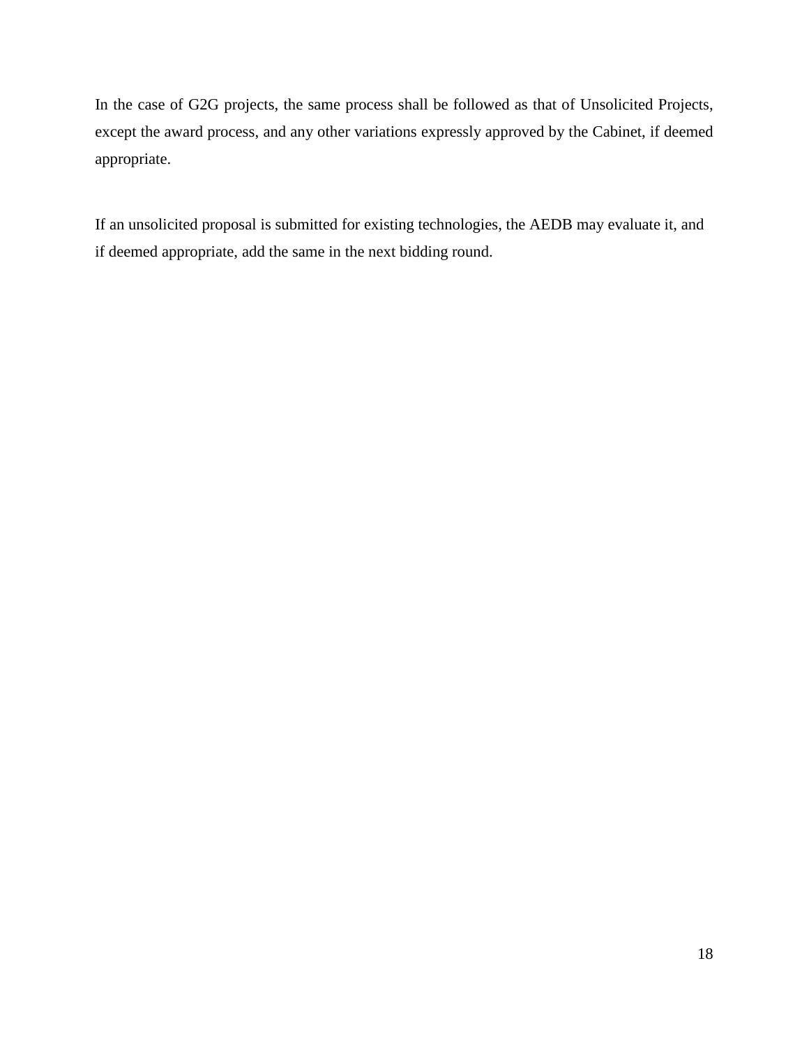In the case of G2G projects, the same process shall be followed as that of Unsolicited Projects, except the award process, and any other variations expressly approved by the Cabinet, if deemed appropriate.

If an unsolicited proposal is submitted for existing technologies, the AEDB may evaluate it, and if deemed appropriate, add the same in the next bidding round.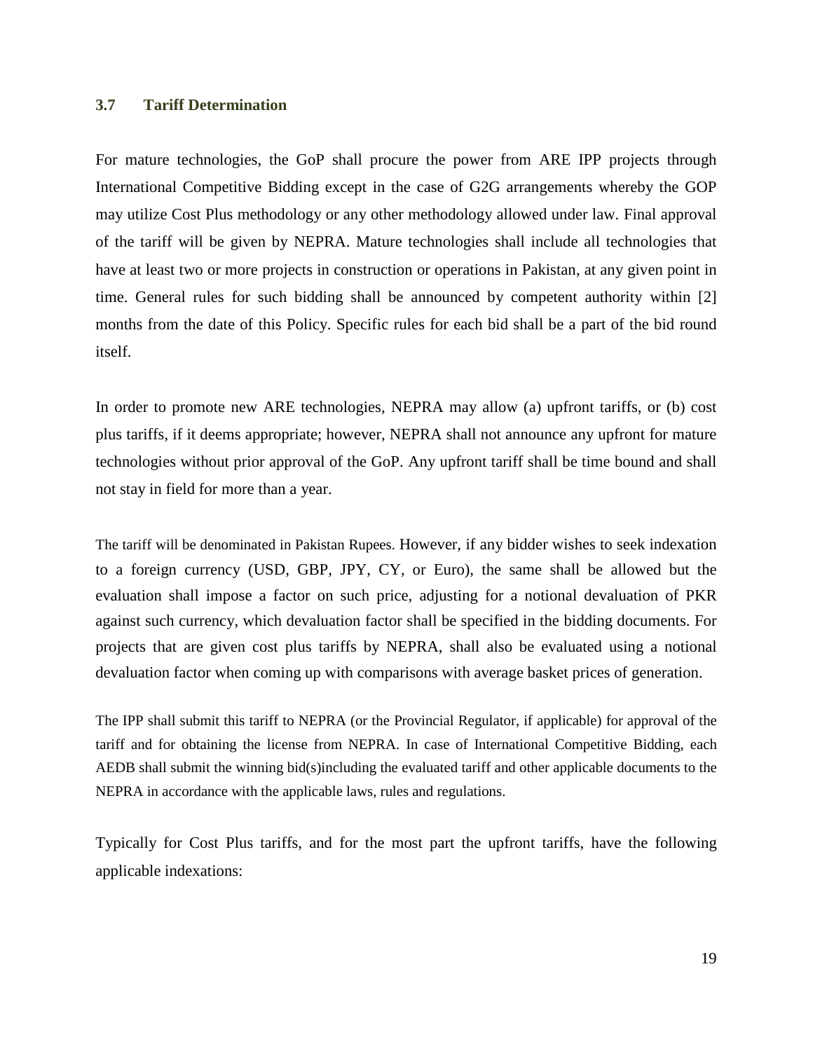### 3.7 Tariff Determination

For mature technologies, the GoP shall procure the power from ARE IPP projects through International Competitive Bidding except in the case of G2G arrangements whereby the GOP may utilize Cost Plus methodology or any other methodology allowed under law. Final approval of the tariff will be given by NEPRA. Mature technologies shall include all technologies that have at least two or more projects in construction or operations in Pakistan, at any given point in time. General rules for such bidding shall be announced by competent authority within [2] months from the date of this Policy. Specific rules for each bid shall be a part of the bid round itself.

In order to promote new ARE technologies, NEPRA may allow (a) upfront tariffs, or (b) cost plus tariffs, if it deems appropriate; however, NEPRA shall not announce any upfront for mature technologies without prior approval of the GoP. Any upfront tariff shall be time bound and shall not stay in field for more than a year.

The tariff will be denominated in Pakistan Rupees. However, if any bidder wishes to seek indexation to a foreign currency (USD, GBP, JPY, CY, or Euro), the same shall be allowed but the evaluation shall impose a factor on such price, adjusting for a notional devaluation of PKR against such currency, which devaluation factor shall be specified in the bidding documents. For projects that are given cost plus tariffs by NEPRA, shall also be evaluated using a notional devaluation factor when coming up with comparisons with average basket prices of generation.

The IPP shall submit this tariff to NEPRA (or the Provincial Regulator, if applicable) for approval of the tariff and for obtaining the license from NEPRA. In case of International Competitive Bidding, each AEDB shall submit the winning bid(s)including the evaluated tariff and other applicable documents to the NEPRA in accordance with the applicable laws, rules and regulations.

Typically for Cost Plus tariffs, and for the most part the upfront tariffs, have the following applicable indexations: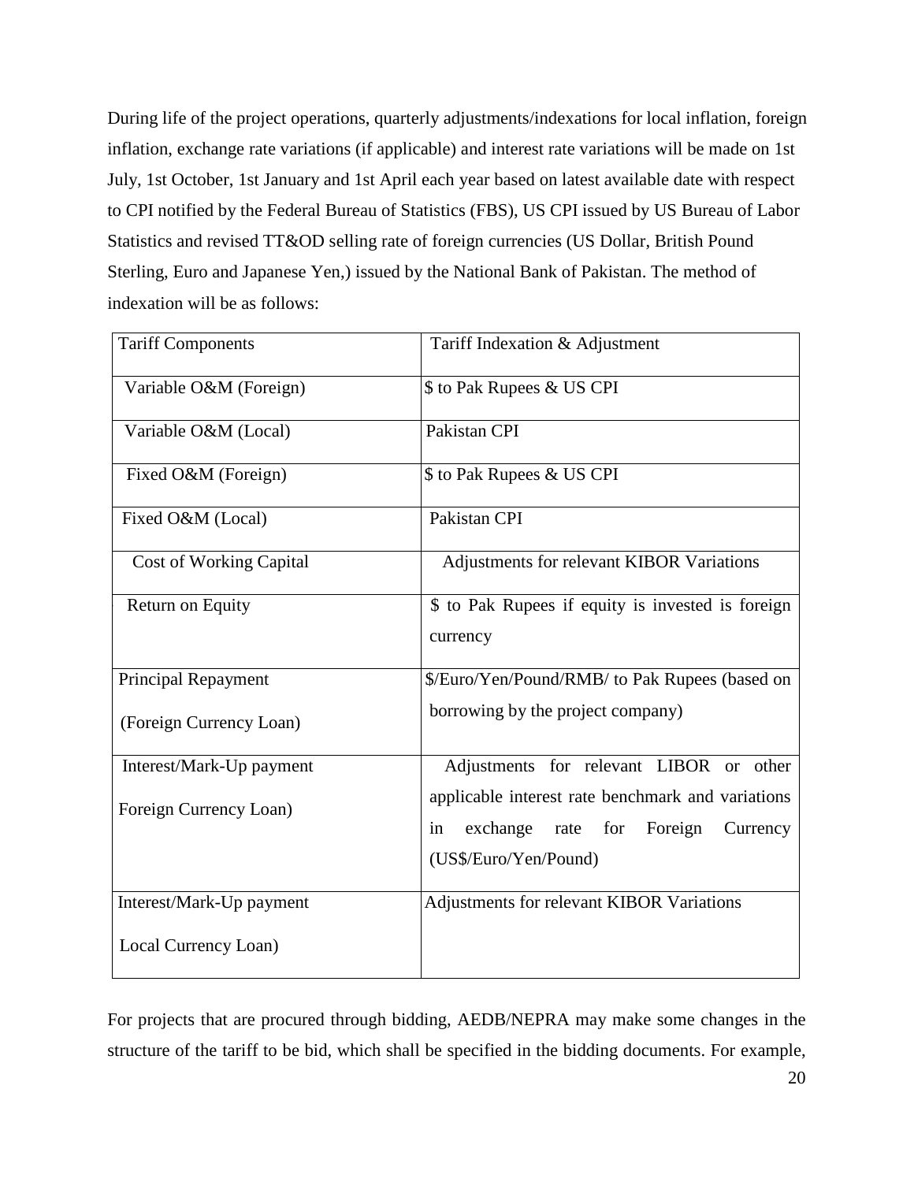During life of the project operations, quarterly adjustments/indexations for local inflation, foreign inflation, exchange rate variations (if applicable) and interest rate variations will be made on 1st July, 1st October, 1st January and 1st April each year based on latest available date with respect to CPI notified by the Federal Bureau of Statistics (FBS), US CPI issued by US Bureau of Labor Statistics and revised TT&OD selling rate of foreign currencies (US Dollar, British Pound Sterling, Euro and Japanese Yen,) issued by the National Bank of Pakistan. The method of indexation will be as follows:

| Tariff Components | Tariff Indexation & Adjustment |
|---|---|
| Variable O&M (Foreign) | $ to Pak Rupees & US CPI |
| Variable O&M (Local) | Pakistan CPI |
| Fixed O&M (Foreign) | $ to Pak Rupees & US CPI |
| Fixed O&M (Local) | Pakistan CPI |
| Cost of Working Capital | Adjustments for relevant KIBOR Variations |
| Return on Equity | $ to Pak Rupees if equity is invested is foreign currency |
| Principal Repayment (Foreign Currency Loan) | $/Euro/Yen/Pound/RMB/ to Pak Rupees (based on borrowing by the project company) |
| Interest/Mark-Up payment Foreign Currency Loan) | Adjustments for relevant LIBOR or other applicable interest rate benchmark and variations in exchange rate for Foreign Currency (US$/Euro/Yen/Pound) |
| Interest/Mark-Up payment Local Currency Loan) | Adjustments for relevant KIBOR Variations |

For projects that are procured through bidding, AEDB/NEPRA may make some changes in the structure of the tariff to be bid, which shall be specified in the bidding documents. For example,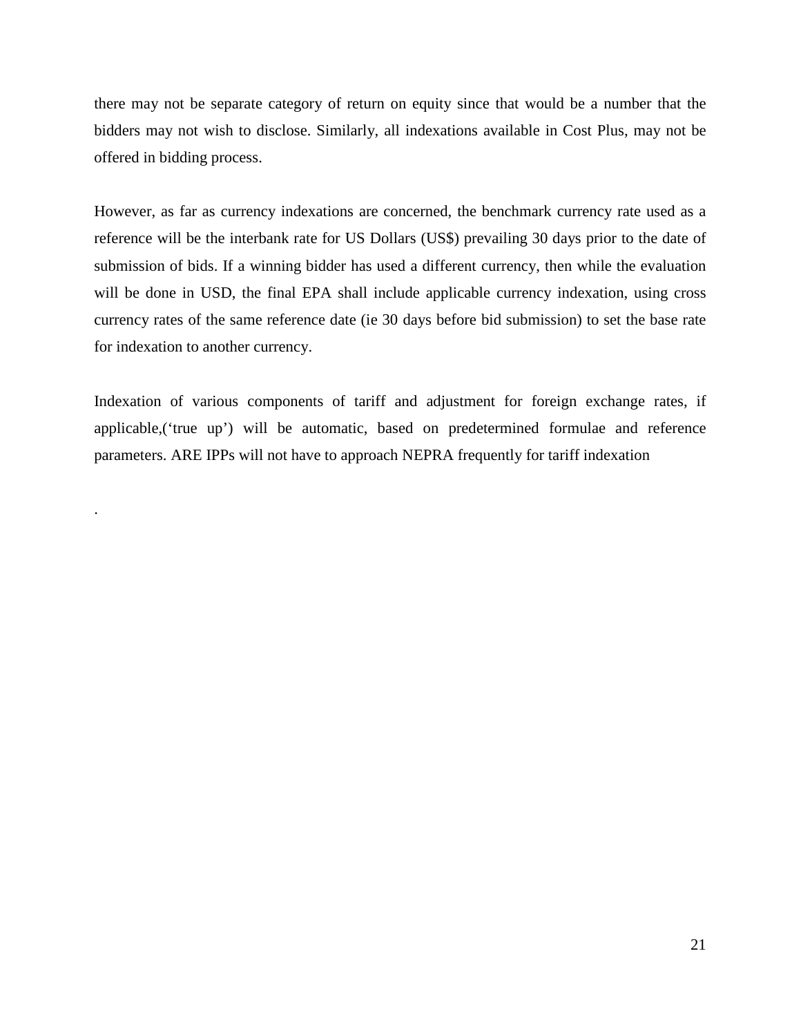there may not be separate category of return on equity since that would be a number that the bidders may not wish to disclose. Similarly, all indexations available in Cost Plus, may not be offered in bidding process.

However, as far as currency indexations are concerned, the benchmark currency rate used as a reference will be the interbank rate for US Dollars (US$) prevailing 30 days prior to the date of submission of bids. If a winning bidder has used a different currency, then while the evaluation will be done in USD, the final EPA shall include applicable currency indexation, using cross currency rates of the same reference date (ie 30 days before bid submission) to set the base rate for indexation to another currency.

Indexation of various components of tariff and adjustment for foreign exchange rates, if applicable,('true up') will be automatic, based on predetermined formulae and reference parameters. ARE IPPs will not have to approach NEPRA frequently for tariff indexation

.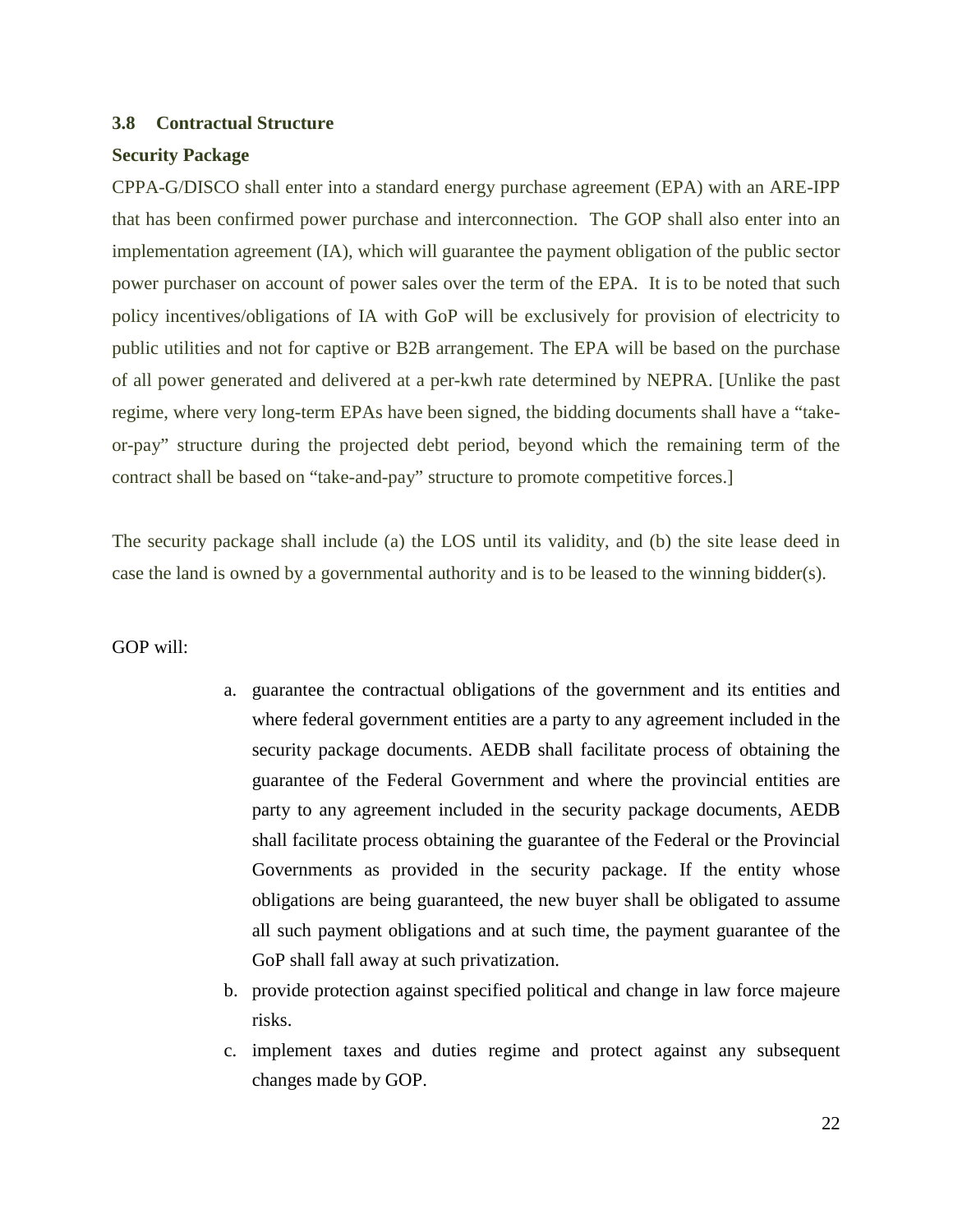### 3.8 Contractual Structure

**Security Package**

CPPA-G/DISCO shall enter into a standard energy purchase agreement (EPA) with an ARE-IPP that has been confirmed power purchase and interconnection. The GOP shall also enter into an implementation agreement (IA), which will guarantee the payment obligation of the public sector power purchaser on account of power sales over the term of the EPA. It is to be noted that such policy incentives/obligations of IA with GoP will be exclusively for provision of electricity to public utilities and not for captive or B2B arrangement. The EPA will be based on the purchase of all power generated and delivered at a per-kwh rate determined by NEPRA. [Unlike the past regime, where very long-term EPAs have been signed, the bidding documents shall have a "take-or-pay" structure during the projected debt period, beyond which the remaining term of the contract shall be based on "take-and-pay" structure to promote competitive forces.]

The security package shall include (a) the LOS until its validity, and (b) the site lease deed in case the land is owned by a governmental authority and is to be leased to the winning bidder(s).

GOP will:

a. guarantee the contractual obligations of the government and its entities and where federal government entities are a party to any agreement included in the security package documents. AEDB shall facilitate process of obtaining the guarantee of the Federal Government and where the provincial entities are party to any agreement included in the security package documents, AEDB shall facilitate process obtaining the guarantee of the Federal or the Provincial Governments as provided in the security package. If the entity whose obligations are being guaranteed, the new buyer shall be obligated to assume all such payment obligations and at such time, the payment guarantee of the GoP shall fall away at such privatization.
b. provide protection against specified political and change in law force majeure risks.
c. implement taxes and duties regime and protect against any subsequent changes made by GOP.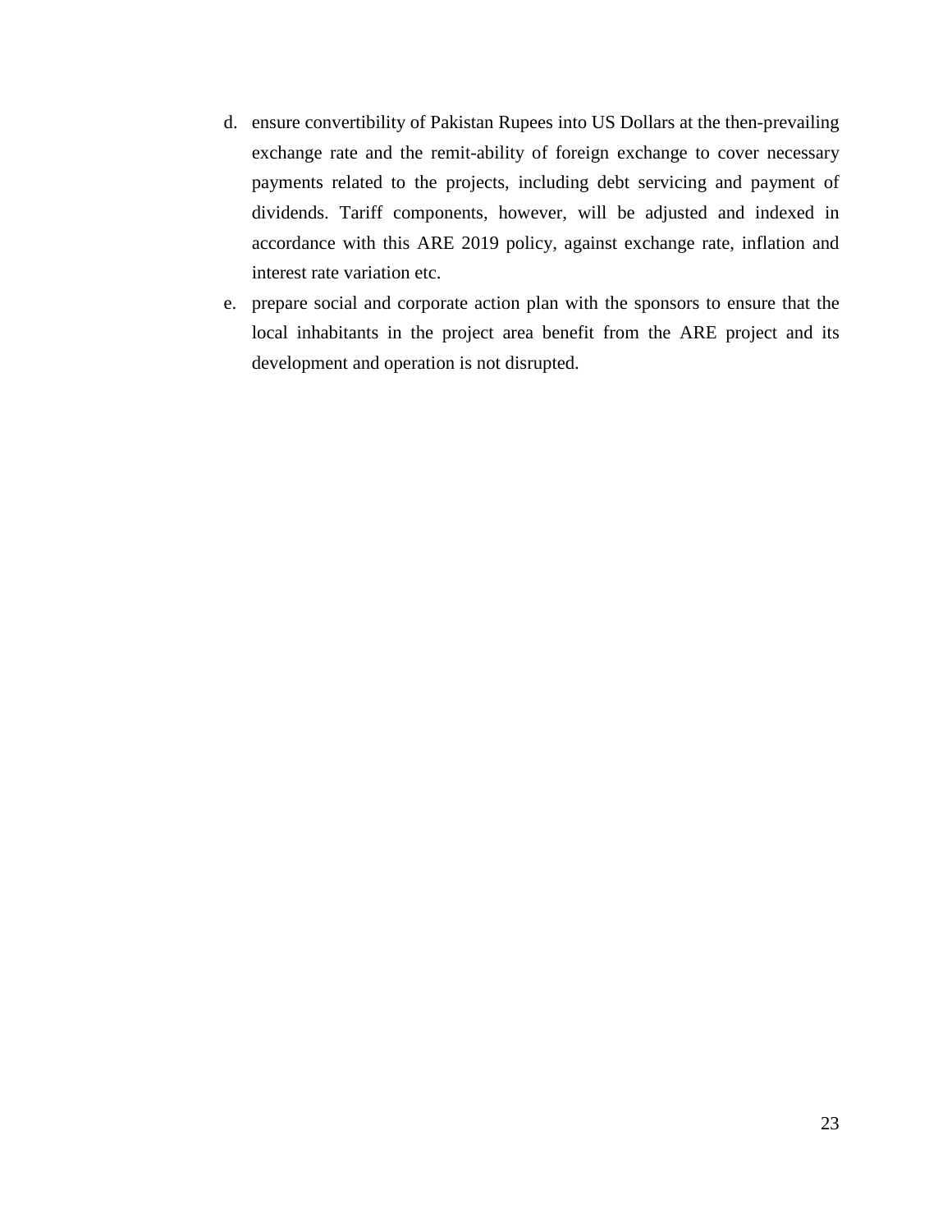d. ensure convertibility of Pakistan Rupees into US Dollars at the then-prevailing exchange rate and the remit-ability of foreign exchange to cover necessary payments related to the projects, including debt servicing and payment of dividends. Tariff components, however, will be adjusted and indexed in accordance with this ARE 2019 policy, against exchange rate, inflation and interest rate variation etc.
e. prepare social and corporate action plan with the sponsors to ensure that the local inhabitants in the project area benefit from the ARE project and its development and operation is not disrupted.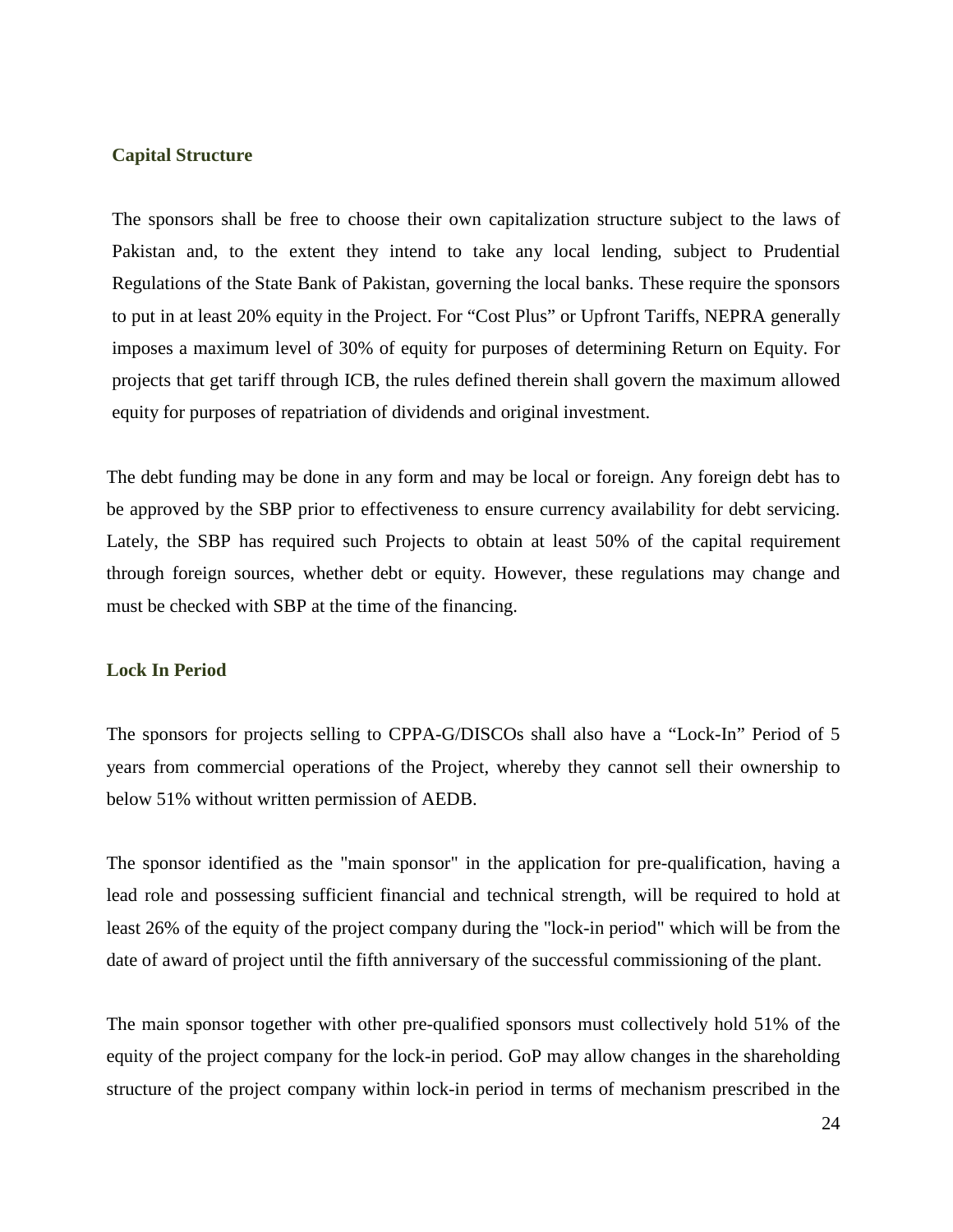### Capital Structure

The sponsors shall be free to choose their own capitalization structure subject to the laws of Pakistan and, to the extent they intend to take any local lending, subject to Prudential Regulations of the State Bank of Pakistan, governing the local banks. These require the sponsors to put in at least 20% equity in the Project. For "Cost Plus" or Upfront Tariffs, NEPRA generally imposes a maximum level of 30% of equity for purposes of determining Return on Equity. For projects that get tariff through ICB, the rules defined therein shall govern the maximum allowed equity for purposes of repatriation of dividends and original investment.

The debt funding may be done in any form and may be local or foreign. Any foreign debt has to be approved by the SBP prior to effectiveness to ensure currency availability for debt servicing. Lately, the SBP has required such Projects to obtain at least 50% of the capital requirement through foreign sources, whether debt or equity. However, these regulations may change and must be checked with SBP at the time of the financing.

### Lock In Period

The sponsors for projects selling to CPPA-G/DISCOs shall also have a "Lock-In" Period of 5 years from commercial operations of the Project, whereby they cannot sell their ownership to below 51% without written permission of AEDB.

The sponsor identified as the "main sponsor" in the application for pre-qualification, having a lead role and possessing sufficient financial and technical strength, will be required to hold at least 26% of the equity of the project company during the "lock-in period" which will be from the date of award of project until the fifth anniversary of the successful commissioning of the plant.

The main sponsor together with other pre-qualified sponsors must collectively hold 51% of the equity of the project company for the lock-in period. GoP may allow changes in the shareholding structure of the project company within lock-in period in terms of mechanism prescribed in the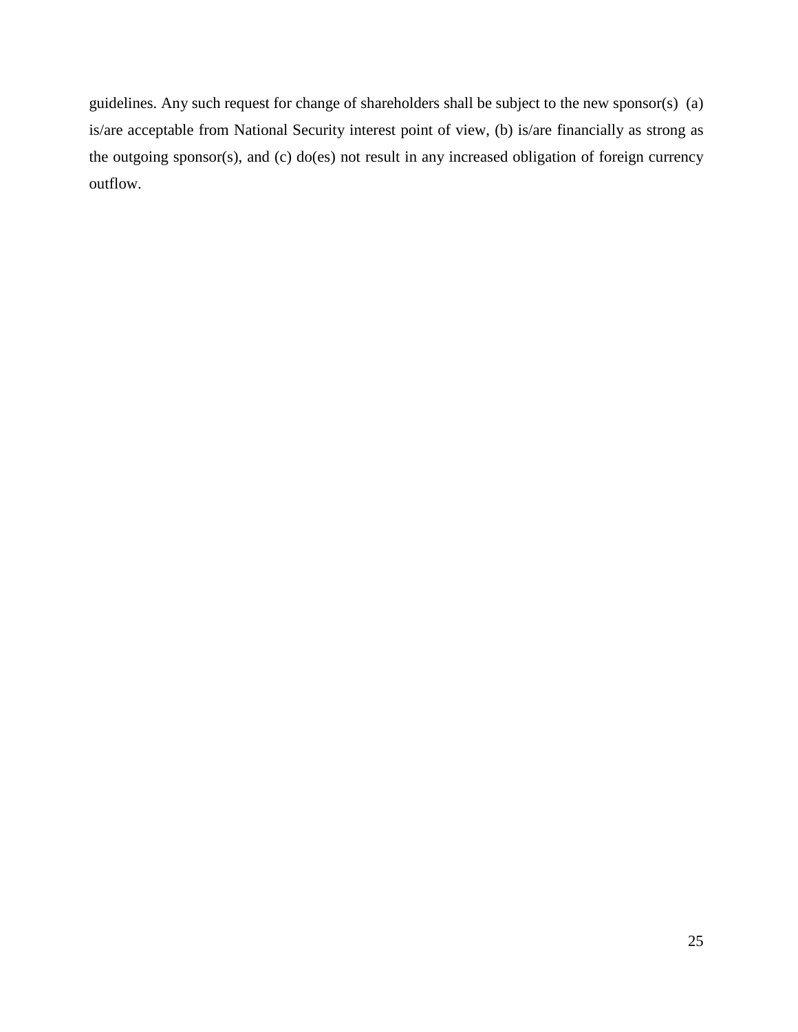guidelines. Any such request for change of shareholders shall be subject to the new sponsor(s) (a) is/are acceptable from National Security interest point of view, (b) is/are financially as strong as the outgoing sponsor(s), and (c) do(es) not result in any increased obligation of foreign currency outflow.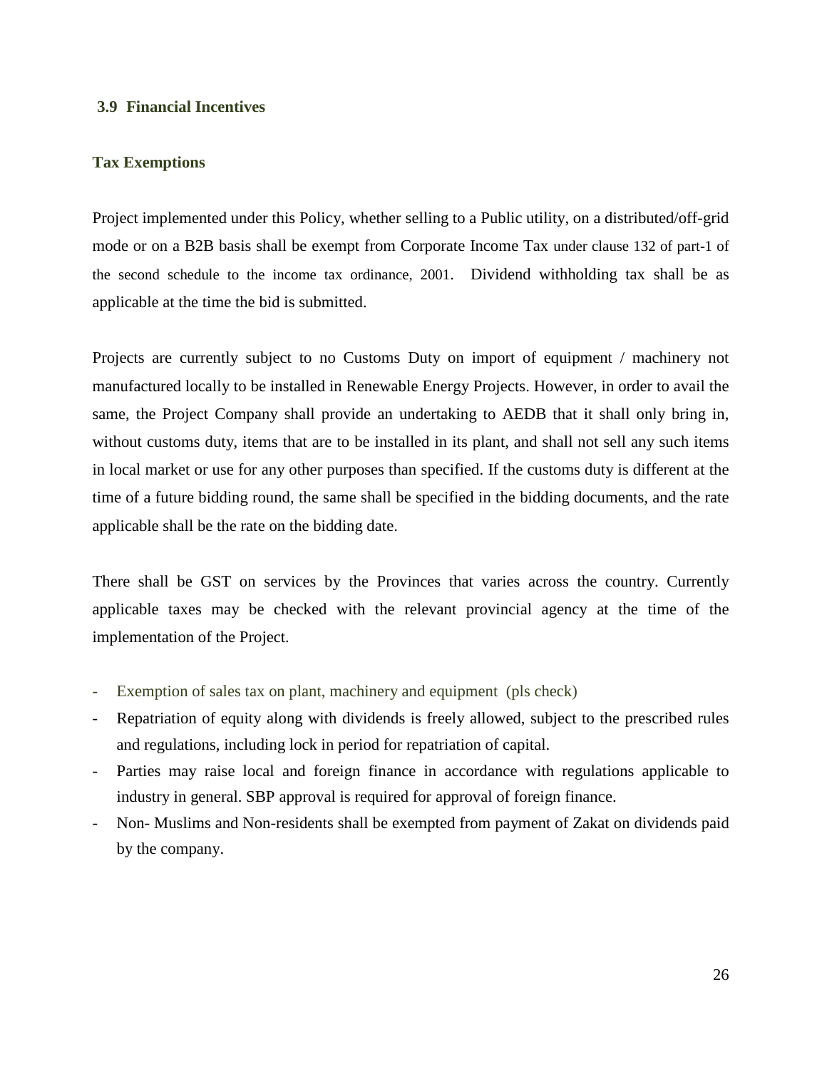### 3.9 Financial Incentives

#### Tax Exemptions

Project implemented under this Policy, whether selling to a Public utility, on a distributed/off-grid mode or on a B2B basis shall be exempt from Corporate Income Tax under clause 132 of part-1 of the second schedule to the income tax ordinance, 2001. Dividend withholding tax shall be as applicable at the time the bid is submitted.

Projects are currently subject to no Customs Duty on import of equipment / machinery not manufactured locally to be installed in Renewable Energy Projects. However, in order to avail the same, the Project Company shall provide an undertaking to AEDB that it shall only bring in, without customs duty, items that are to be installed in its plant, and shall not sell any such items in local market or use for any other purposes than specified. If the customs duty is different at the time of a future bidding round, the same shall be specified in the bidding documents, and the rate applicable shall be the rate on the bidding date.

There shall be GST on services by the Provinces that varies across the country. Currently applicable taxes may be checked with the relevant provincial agency at the time of the implementation of the Project.

- Exemption of sales tax on plant, machinery and equipment (pls check)
- Repatriation of equity along with dividends is freely allowed, subject to the prescribed rules and regulations, including lock in period for repatriation of capital.
- Parties may raise local and foreign finance in accordance with regulations applicable to industry in general. SBP approval is required for approval of foreign finance.
- Non- Muslims and Non-residents shall be exempted from payment of Zakat on dividends paid by the company.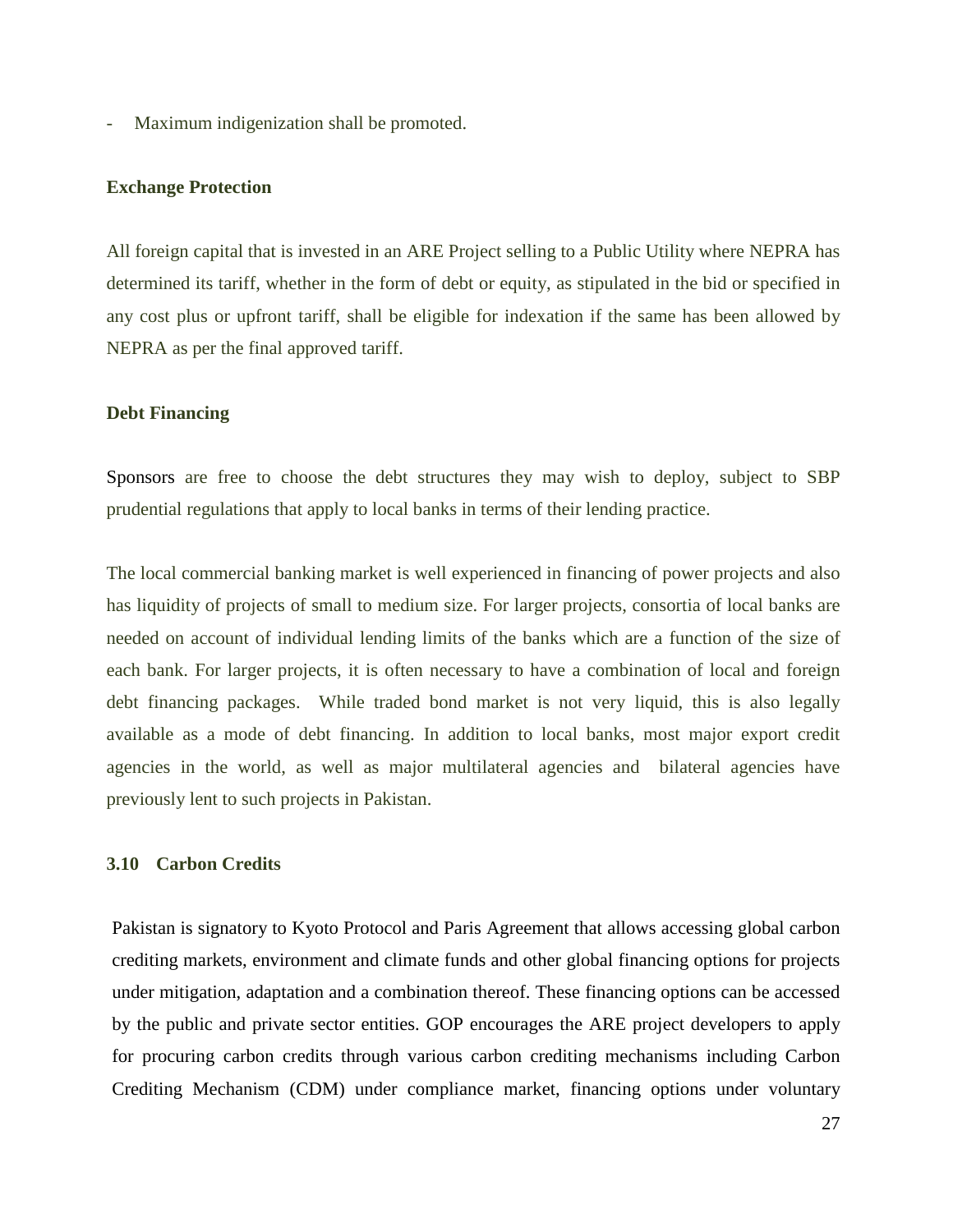- Maximum indigenization shall be promoted.

**Exchange Protection**

All foreign capital that is invested in an ARE Project selling to a Public Utility where NEPRA has determined its tariff, whether in the form of debt or equity, as stipulated in the bid or specified in any cost plus or upfront tariff, shall be eligible for indexation if the same has been allowed by NEPRA as per the final approved tariff.

**Debt Financing**

Sponsors are free to choose the debt structures they may wish to deploy, subject to SBP prudential regulations that apply to local banks in terms of their lending practice.

The local commercial banking market is well experienced in financing of power projects and also has liquidity of projects of small to medium size. For larger projects, consortia of local banks are needed on account of individual lending limits of the banks which are a function of the size of each bank. For larger projects, it is often necessary to have a combination of local and foreign debt financing packages. While traded bond market is not very liquid, this is also legally available as a mode of debt financing. In addition to local banks, most major export credit agencies in the world, as well as major multilateral agencies and bilateral agencies have previously lent to such projects in Pakistan.

### 3.10 Carbon Credits

Pakistan is signatory to Kyoto Protocol and Paris Agreement that allows accessing global carbon crediting markets, environment and climate funds and other global financing options for projects under mitigation, adaptation and a combination thereof. These financing options can be accessed by the public and private sector entities. GOP encourages the ARE project developers to apply for procuring carbon credits through various carbon crediting mechanisms including Carbon Crediting Mechanism (CDM) under compliance market, financing options under voluntary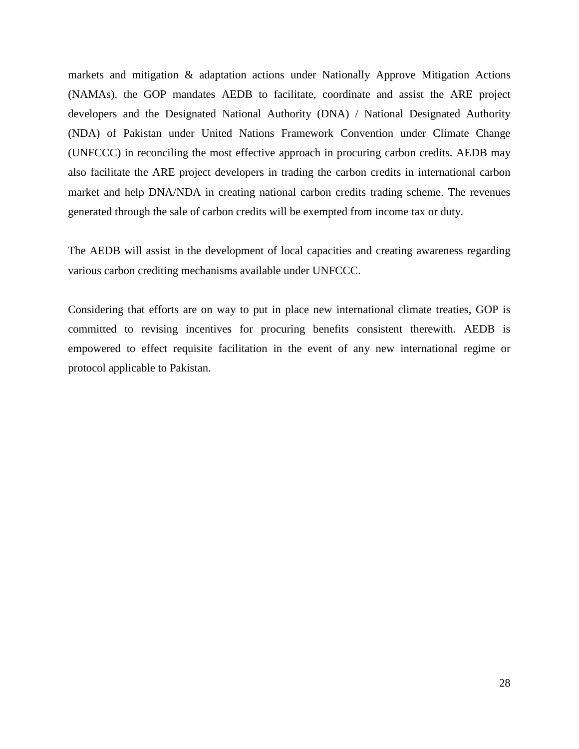markets and mitigation & adaptation actions under Nationally Approve Mitigation Actions (NAMAs). the GOP mandates AEDB to facilitate, coordinate and assist the ARE project developers and the Designated National Authority (DNA) / National Designated Authority (NDA) of Pakistan under United Nations Framework Convention under Climate Change (UNFCCC) in reconciling the most effective approach in procuring carbon credits. AEDB may also facilitate the ARE project developers in trading the carbon credits in international carbon market and help DNA/NDA in creating national carbon credits trading scheme. The revenues generated through the sale of carbon credits will be exempted from income tax or duty.

The AEDB will assist in the development of local capacities and creating awareness regarding various carbon crediting mechanisms available under UNFCCC.

Considering that efforts are on way to put in place new international climate treaties, GOP is committed to revising incentives for procuring benefits consistent therewith. AEDB is empowered to effect requisite facilitation in the event of any new international regime or protocol applicable to Pakistan.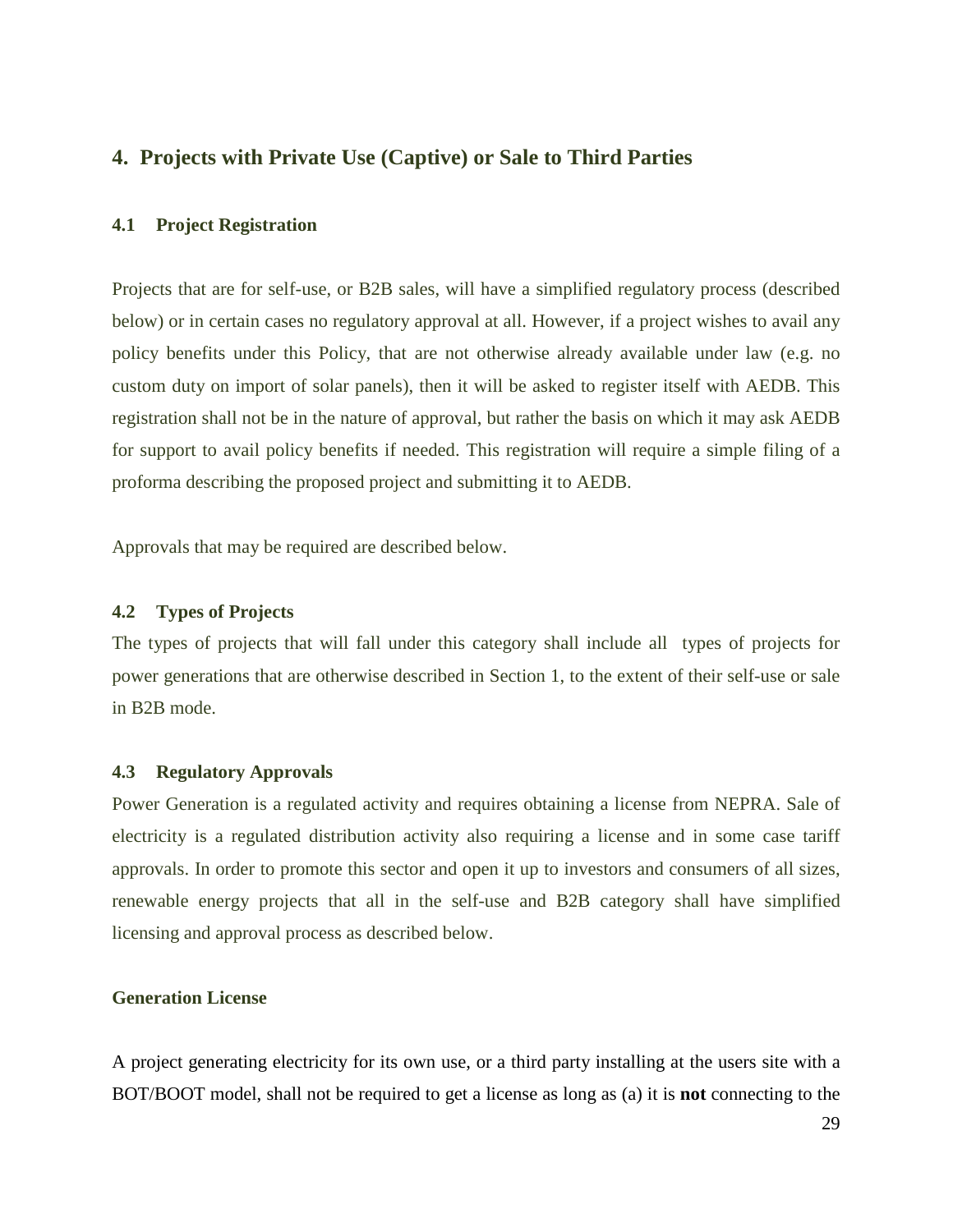## 4. Projects with Private Use (Captive) or Sale to Third Parties

### 4.1 Project Registration

Projects that are for self-use, or B2B sales, will have a simplified regulatory process (described below) or in certain cases no regulatory approval at all. However, if a project wishes to avail any policy benefits under this Policy, that are not otherwise already available under law (e.g. no custom duty on import of solar panels), then it will be asked to register itself with AEDB. This registration shall not be in the nature of approval, but rather the basis on which it may ask AEDB for support to avail policy benefits if needed. This registration will require a simple filing of a proforma describing the proposed project and submitting it to AEDB.

Approvals that may be required are described below.

### 4.2 Types of Projects

The types of projects that will fall under this category shall include all types of projects for power generations that are otherwise described in Section 1, to the extent of their self-use or sale in B2B mode.

### 4.3 Regulatory Approvals

Power Generation is a regulated activity and requires obtaining a license from NEPRA. Sale of electricity is a regulated distribution activity also requiring a license and in some case tariff approvals. In order to promote this sector and open it up to investors and consumers of all sizes, renewable energy projects that all in the self-use and B2B category shall have simplified licensing and approval process as described below.

**Generation License**

A project generating electricity for its own use, or a third party installing at the users site with a BOT/BOOT model, shall not be required to get a license as long as (a) it is **not** connecting to the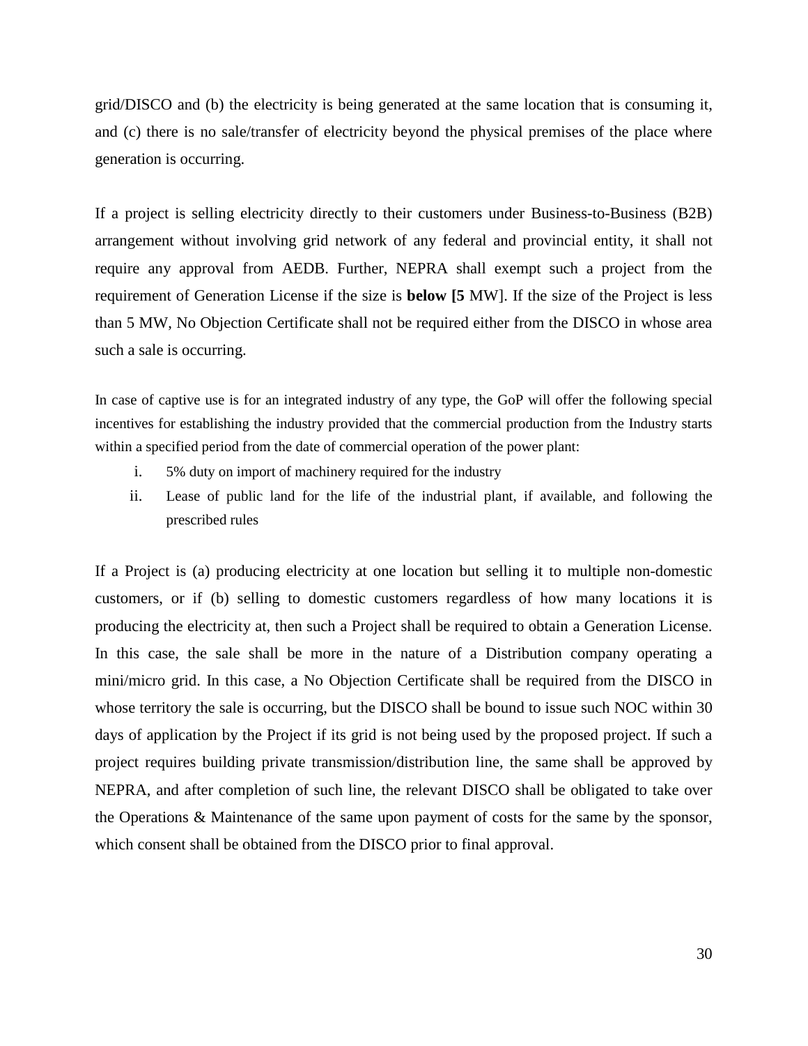grid/DISCO and (b) the electricity is being generated at the same location that is consuming it, and (c) there is no sale/transfer of electricity beyond the physical premises of the place where generation is occurring.

If a project is selling electricity directly to their customers under Business-to-Business (B2B) arrangement without involving grid network of any federal and provincial entity, it shall not require any approval from AEDB. Further, NEPRA shall exempt such a project from the requirement of Generation License if the size is **below [5** MW]. If the size of the Project is less than 5 MW, No Objection Certificate shall not be required either from the DISCO in whose area such a sale is occurring.

In case of captive use is for an integrated industry of any type, the GoP will offer the following special incentives for establishing the industry provided that the commercial production from the Industry starts within a specified period from the date of commercial operation of the power plant:

i. 5% duty on import of machinery required for the industry
ii. Lease of public land for the life of the industrial plant, if available, and following the prescribed rules

If a Project is (a) producing electricity at one location but selling it to multiple non-domestic customers, or if (b) selling to domestic customers regardless of how many locations it is producing the electricity at, then such a Project shall be required to obtain a Generation License. In this case, the sale shall be more in the nature of a Distribution company operating a mini/micro grid. In this case, a No Objection Certificate shall be required from the DISCO in whose territory the sale is occurring, but the DISCO shall be bound to issue such NOC within 30 days of application by the Project if its grid is not being used by the proposed project. If such a project requires building private transmission/distribution line, the same shall be approved by NEPRA, and after completion of such line, the relevant DISCO shall be obligated to take over the Operations & Maintenance of the same upon payment of costs for the same by the sponsor, which consent shall be obtained from the DISCO prior to final approval.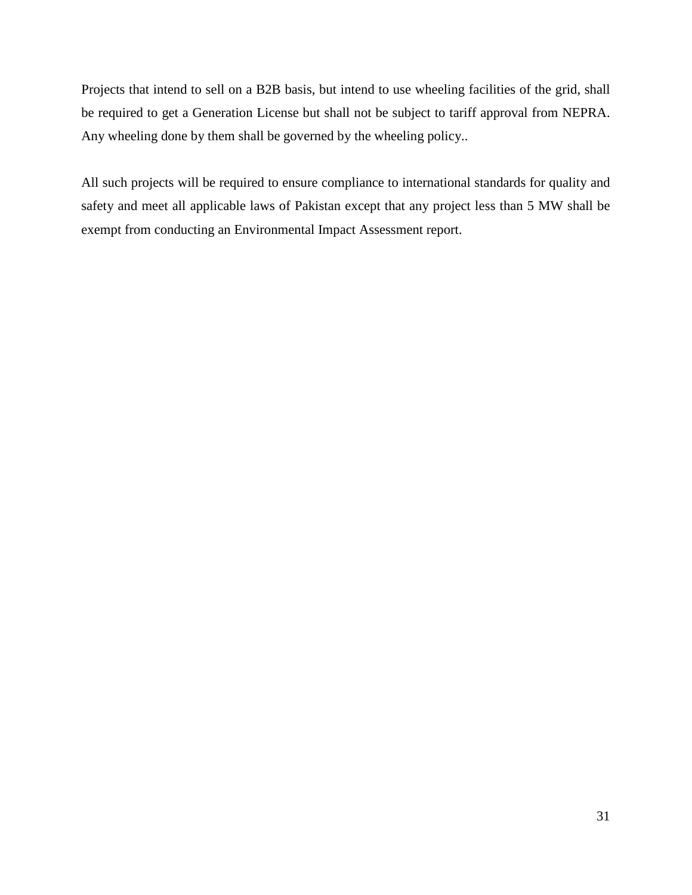Projects that intend to sell on a B2B basis, but intend to use wheeling facilities of the grid, shall be required to get a Generation License but shall not be subject to tariff approval from NEPRA. Any wheeling done by them shall be governed by the wheeling policy..

All such projects will be required to ensure compliance to international standards for quality and safety and meet all applicable laws of Pakistan except that any project less than 5 MW shall be exempt from conducting an Environmental Impact Assessment report.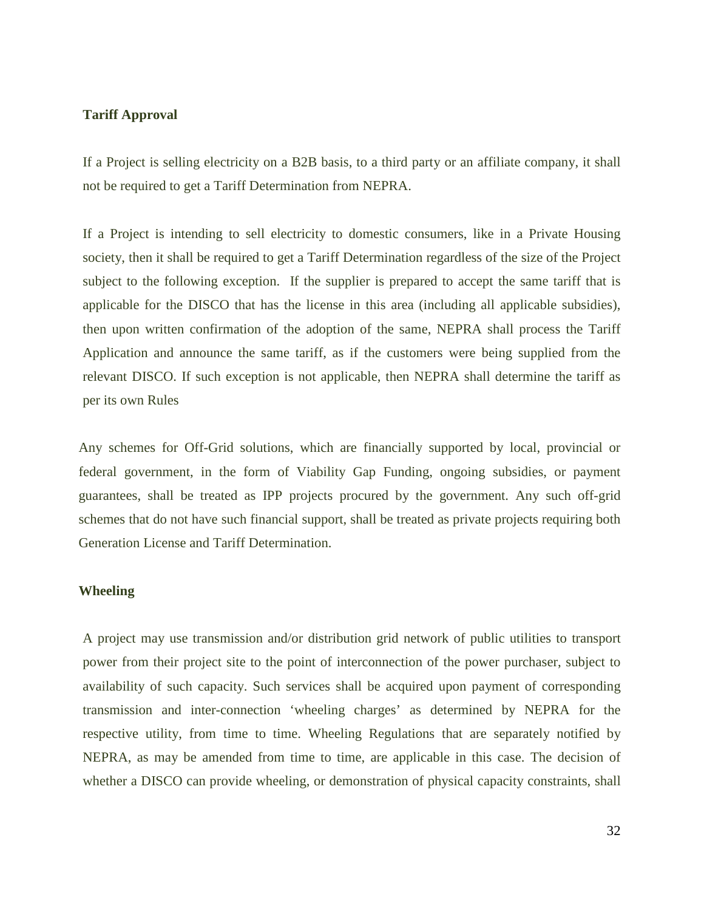**Tariff Approval**

If a Project is selling electricity on a B2B basis, to a third party or an affiliate company, it shall not be required to get a Tariff Determination from NEPRA.

If a Project is intending to sell electricity to domestic consumers, like in a Private Housing society, then it shall be required to get a Tariff Determination regardless of the size of the Project subject to the following exception. If the supplier is prepared to accept the same tariff that is applicable for the DISCO that has the license in this area (including all applicable subsidies), then upon written confirmation of the adoption of the same, NEPRA shall process the Tariff Application and announce the same tariff, as if the customers were being supplied from the relevant DISCO. If such exception is not applicable, then NEPRA shall determine the tariff as per its own Rules

Any schemes for Off-Grid solutions, which are financially supported by local, provincial or federal government, in the form of Viability Gap Funding, ongoing subsidies, or payment guarantees, shall be treated as IPP projects procured by the government. Any such off-grid schemes that do not have such financial support, shall be treated as private projects requiring both Generation License and Tariff Determination.

**Wheeling**

A project may use transmission and/or distribution grid network of public utilities to transport power from their project site to the point of interconnection of the power purchaser, subject to availability of such capacity. Such services shall be acquired upon payment of corresponding transmission and inter-connection 'wheeling charges' as determined by NEPRA for the respective utility, from time to time. Wheeling Regulations that are separately notified by NEPRA, as may be amended from time to time, are applicable in this case. The decision of whether a DISCO can provide wheeling, or demonstration of physical capacity constraints, shall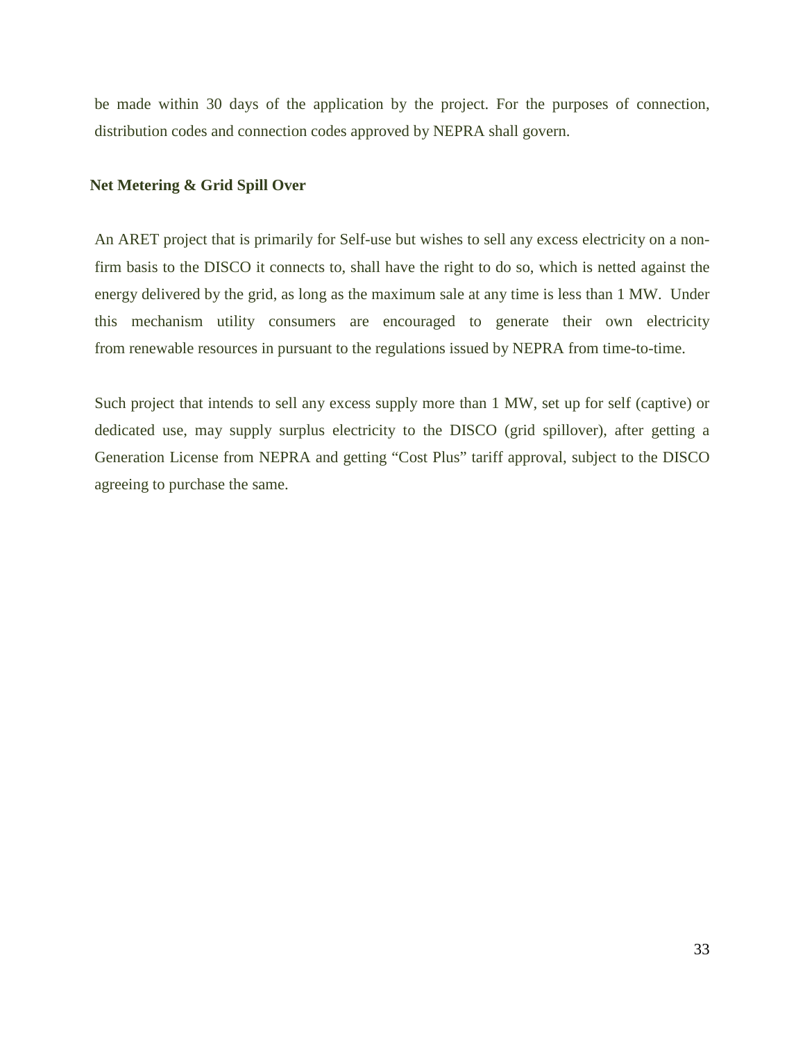be made within 30 days of the application by the project. For the purposes of connection, distribution codes and connection codes approved by NEPRA shall govern.

**Net Metering & Grid Spill Over**

An ARET project that is primarily for Self-use but wishes to sell any excess electricity on a non-firm basis to the DISCO it connects to, shall have the right to do so, which is netted against the energy delivered by the grid, as long as the maximum sale at any time is less than 1 MW. Under this mechanism utility consumers are encouraged to generate their own electricity from renewable resources in pursuant to the regulations issued by NEPRA from time-to-time.

Such project that intends to sell any excess supply more than 1 MW, set up for self (captive) or dedicated use, may supply surplus electricity to the DISCO (grid spillover), after getting a Generation License from NEPRA and getting "Cost Plus" tariff approval, subject to the DISCO agreeing to purchase the same.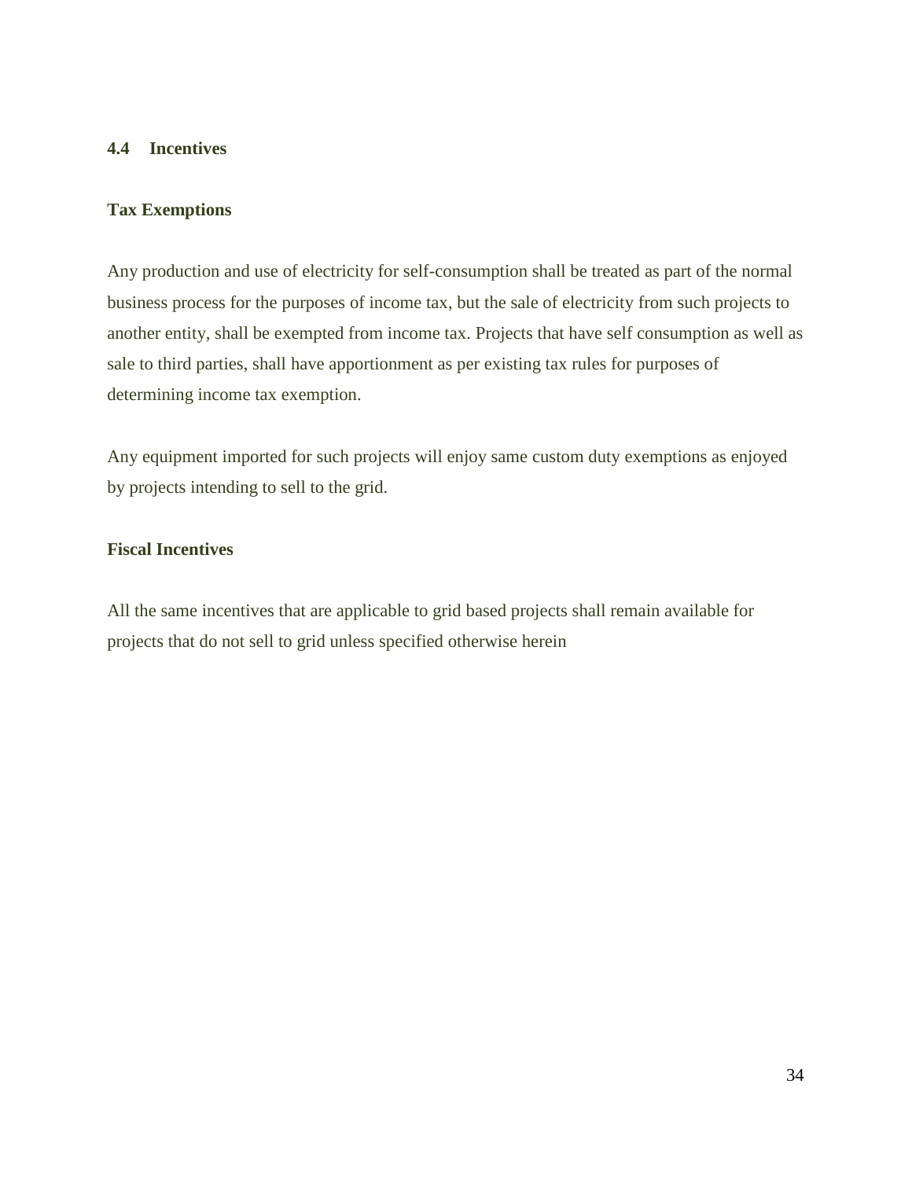### 4.4 Incentives

**Tax Exemptions**

Any production and use of electricity for self-consumption shall be treated as part of the normal business process for the purposes of income tax, but the sale of electricity from such projects to another entity, shall be exempted from income tax. Projects that have self consumption as well as sale to third parties, shall have apportionment as per existing tax rules for purposes of determining income tax exemption.

Any equipment imported for such projects will enjoy same custom duty exemptions as enjoyed by projects intending to sell to the grid.

**Fiscal Incentives**

All the same incentives that are applicable to grid based projects shall remain available for projects that do not sell to grid unless specified otherwise herein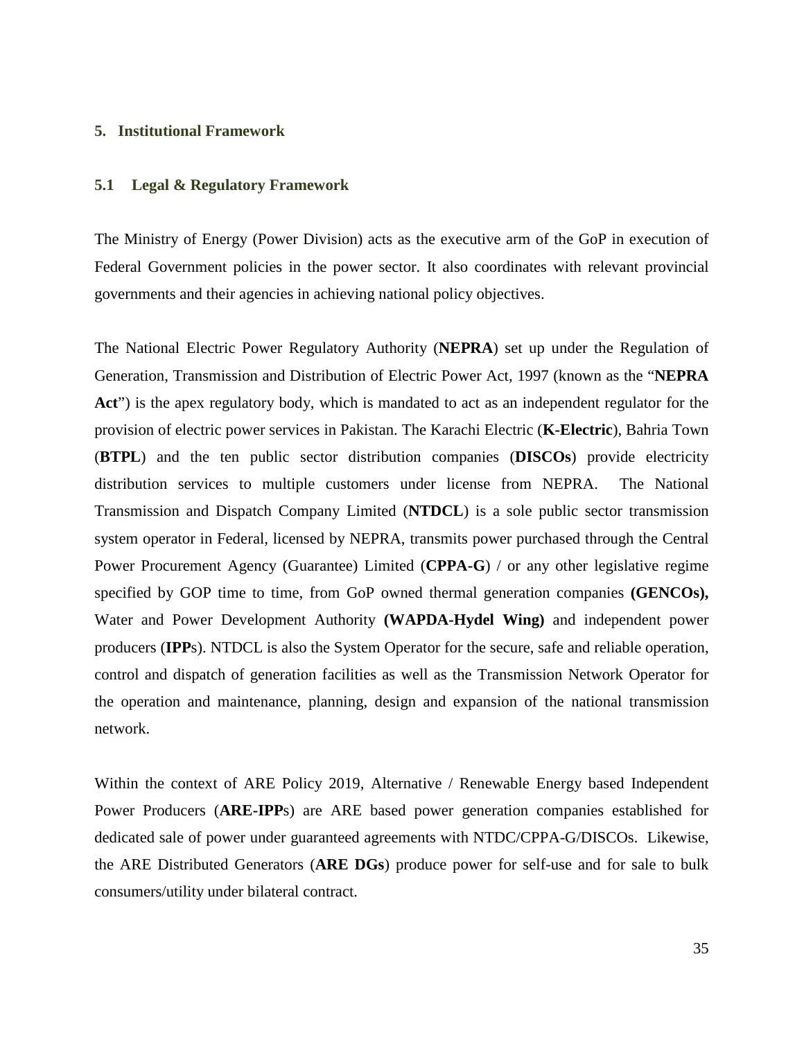## 5. Institutional Framework

### 5.1 Legal & Regulatory Framework

The Ministry of Energy (Power Division) acts as the executive arm of the GoP in execution of Federal Government policies in the power sector. It also coordinates with relevant provincial governments and their agencies in achieving national policy objectives.

The National Electric Power Regulatory Authority (**NEPRA**) set up under the Regulation of Generation, Transmission and Distribution of Electric Power Act, 1997 (known as the "**NEPRA Act**") is the apex regulatory body, which is mandated to act as an independent regulator for the provision of electric power services in Pakistan. The Karachi Electric (**K-Electric**), Bahria Town (**BTPL**) and the ten public sector distribution companies (**DISCOs**) provide electricity distribution services to multiple customers under license from NEPRA. The National Transmission and Dispatch Company Limited (**NTDCL**) is a sole public sector transmission system operator in Federal, licensed by NEPRA, transmits power purchased through the Central Power Procurement Agency (Guarantee) Limited (**CPPA-G**) / or any other legislative regime specified by GOP time to time, from GoP owned thermal generation companies **(GENCOs),** Water and Power Development Authority **(WAPDA-Hydel Wing)** and independent power producers (**IPP**s). NTDCL is also the System Operator for the secure, safe and reliable operation, control and dispatch of generation facilities as well as the Transmission Network Operator for the operation and maintenance, planning, design and expansion of the national transmission network.

Within the context of ARE Policy 2019, Alternative / Renewable Energy based Independent Power Producers (**ARE-IPP**s) are ARE based power generation companies established for dedicated sale of power under guaranteed agreements with NTDC/CPPA-G/DISCOs. Likewise, the ARE Distributed Generators (**ARE DGs**) produce power for self-use and for sale to bulk consumers/utility under bilateral contract.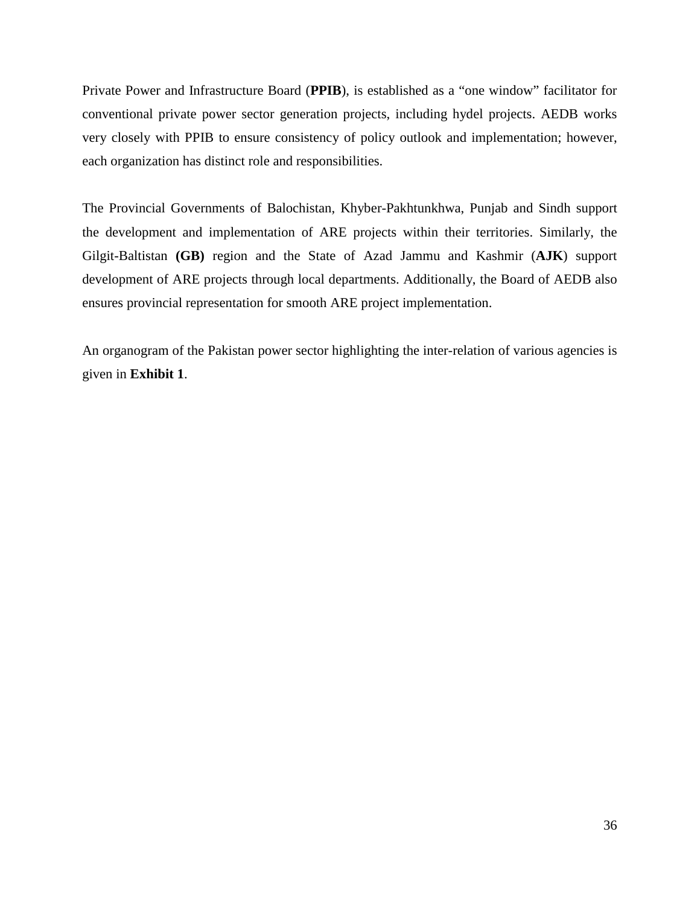Private Power and Infrastructure Board (**PPIB**), is established as a “one window” facilitator for conventional private power sector generation projects, including hydel projects. AEDB works very closely with PPIB to ensure consistency of policy outlook and implementation; however, each organization has distinct role and responsibilities.

The Provincial Governments of Balochistan, Khyber-Pakhtunkhwa, Punjab and Sindh support the development and implementation of ARE projects within their territories. Similarly, the Gilgit-Baltistan **(GB)** region and the State of Azad Jammu and Kashmir (**AJK**) support development of ARE projects through local departments. Additionally, the Board of AEDB also ensures provincial representation for smooth ARE project implementation.

An organogram of the Pakistan power sector highlighting the inter-relation of various agencies is given in **Exhibit 1**.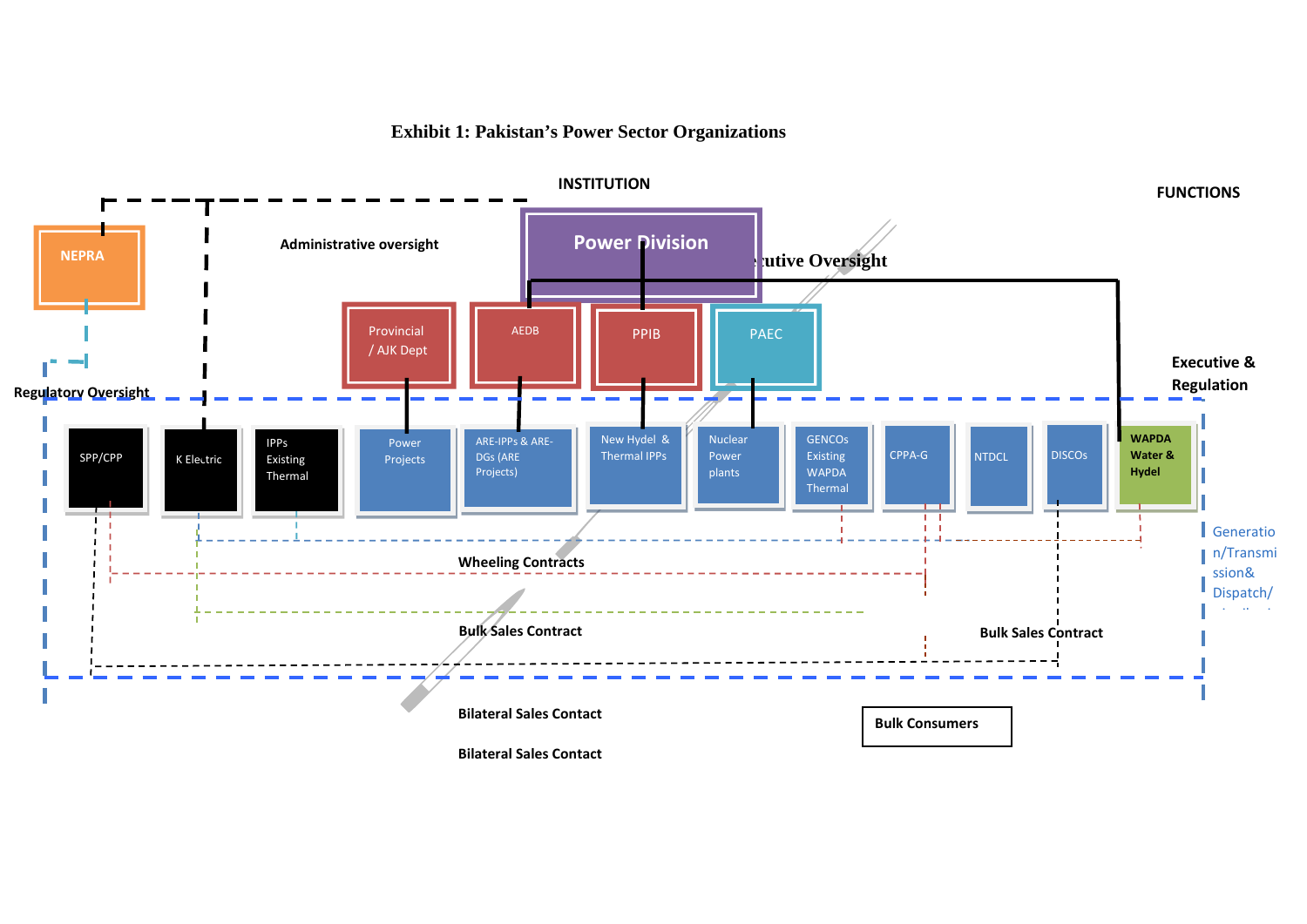**Exhibit 1: Pakistan's Power Sector Organizations**

INSTITUTION

FUNCTIONS

NEPRA

Administrative oversight

Power Division

Executive Oversight

Provincial / AJK Dept

AEDB

PPIB

PAEC

Executive & Regulation

Regulatory Oversight

SPP/CPP

K Electric

IPPs Existing Thermal

Power Projects

ARE-IPPs & ARE-DGs (ARE Projects)

New Hydel & Thermal IPPs

Nuclear Power plants

GENCOs Existing WAPDA Thermal

CPPA-G

NTDCL

DISCOs

WAPDA Water & Hydel

Generation/Transmission& Dispatch/

Wheeling Contracts

Bulk Sales Contract

Bulk Sales Contract

Bilateral Sales Contact

Bilateral Sales Contact

Bulk Consumers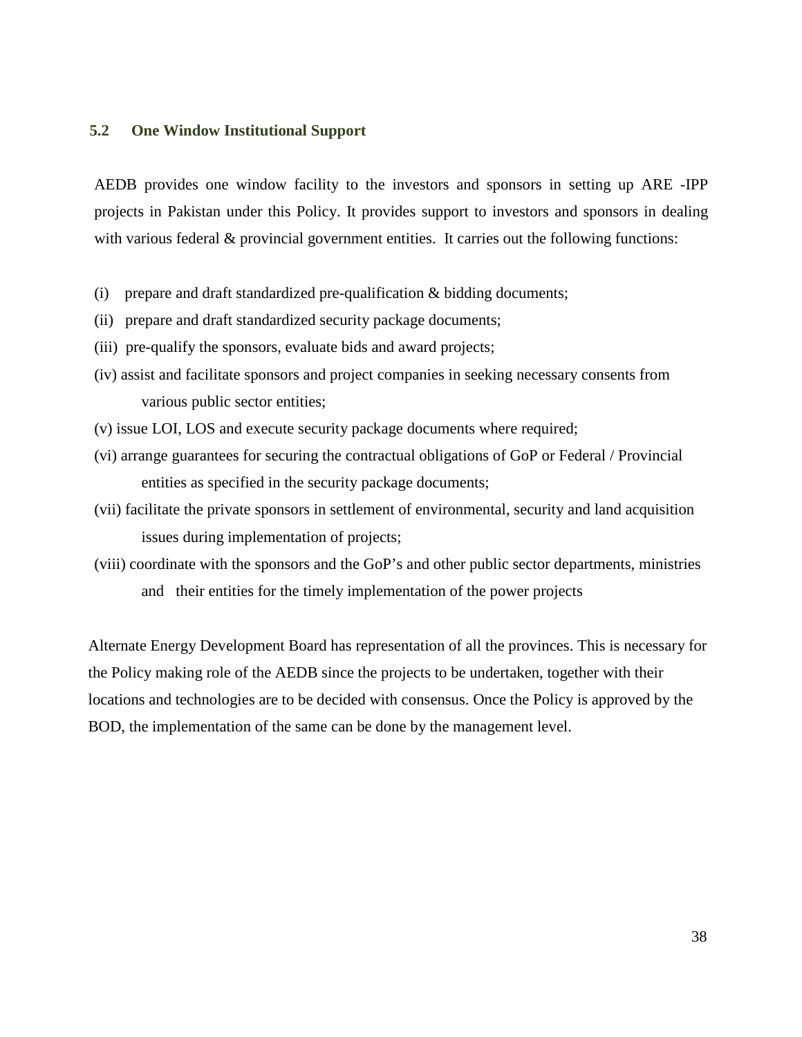### 5.2 One Window Institutional Support

AEDB provides one window facility to the investors and sponsors in setting up ARE -IPP projects in Pakistan under this Policy. It provides support to investors and sponsors in dealing with various federal & provincial government entities. It carries out the following functions:

(i) prepare and draft standardized pre-qualification & bidding documents;

(ii) prepare and draft standardized security package documents;

(iii) pre-qualify the sponsors, evaluate bids and award projects;

(iv) assist and facilitate sponsors and project companies in seeking necessary consents from various public sector entities;

(v) issue LOI, LOS and execute security package documents where required;

(vi) arrange guarantees for securing the contractual obligations of GoP or Federal / Provincial entities as specified in the security package documents;

(vii) facilitate the private sponsors in settlement of environmental, security and land acquisition issues during implementation of projects;

(viii) coordinate with the sponsors and the GoP's and other public sector departments, ministries and their entities for the timely implementation of the power projects

Alternate Energy Development Board has representation of all the provinces. This is necessary for the Policy making role of the AEDB since the projects to be undertaken, together with their locations and technologies are to be decided with consensus. Once the Policy is approved by the BOD, the implementation of the same can be done by the management level.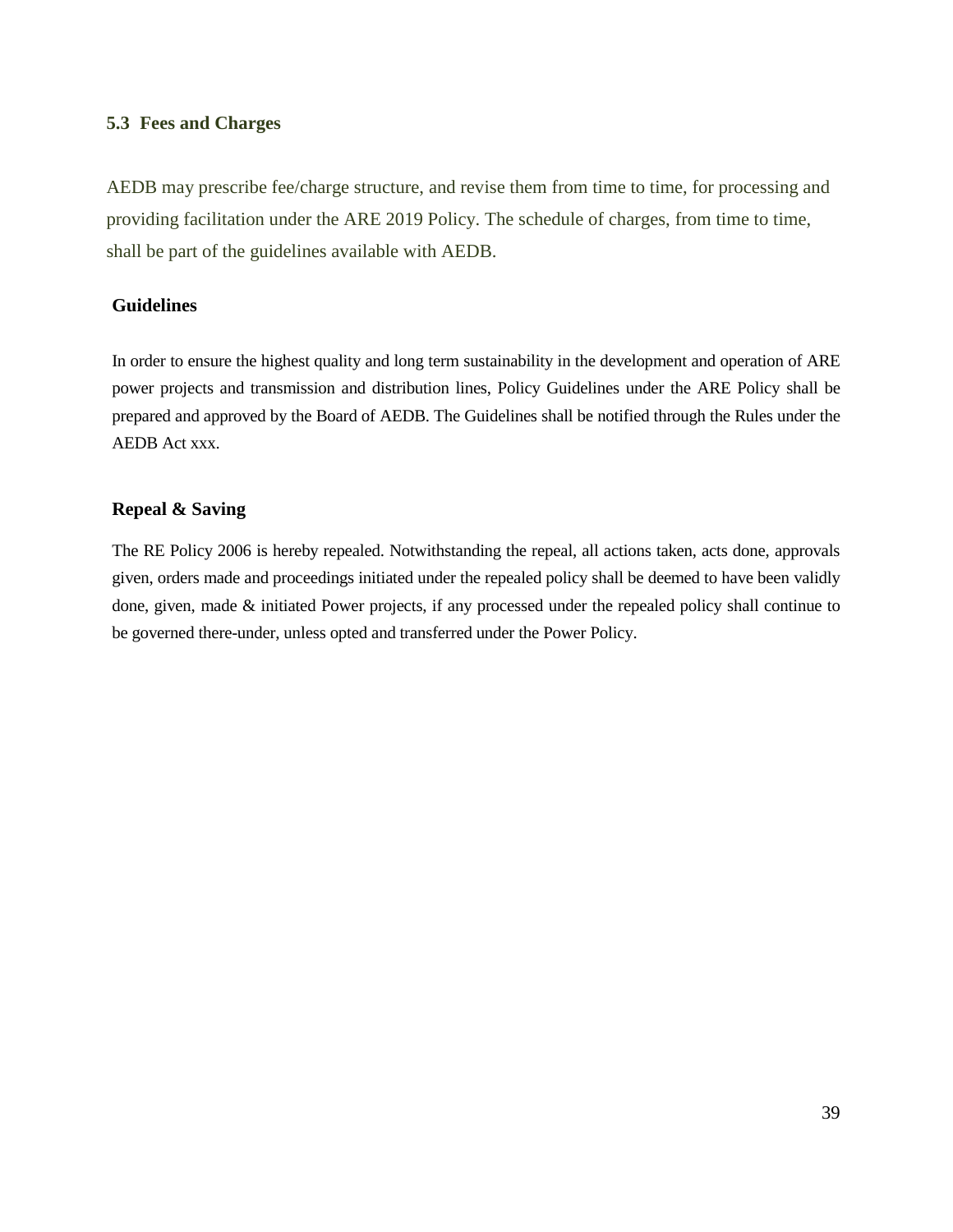### 5.3 Fees and Charges

AEDB may prescribe fee/charge structure, and revise them from time to time, for processing and providing facilitation under the ARE 2019 Policy. The schedule of charges, from time to time, shall be part of the guidelines available with AEDB.

**Guidelines**

In order to ensure the highest quality and long term sustainability in the development and operation of ARE power projects and transmission and distribution lines, Policy Guidelines under the ARE Policy shall be prepared and approved by the Board of AEDB. The Guidelines shall be notified through the Rules under the AEDB Act xxx.

**Repeal & Saving**

The RE Policy 2006 is hereby repealed. Notwithstanding the repeal, all actions taken, acts done, approvals given, orders made and proceedings initiated under the repealed policy shall be deemed to have been validly done, given, made & initiated Power projects, if any processed under the repealed policy shall continue to be governed there-under, unless opted and transferred under the Power Policy.